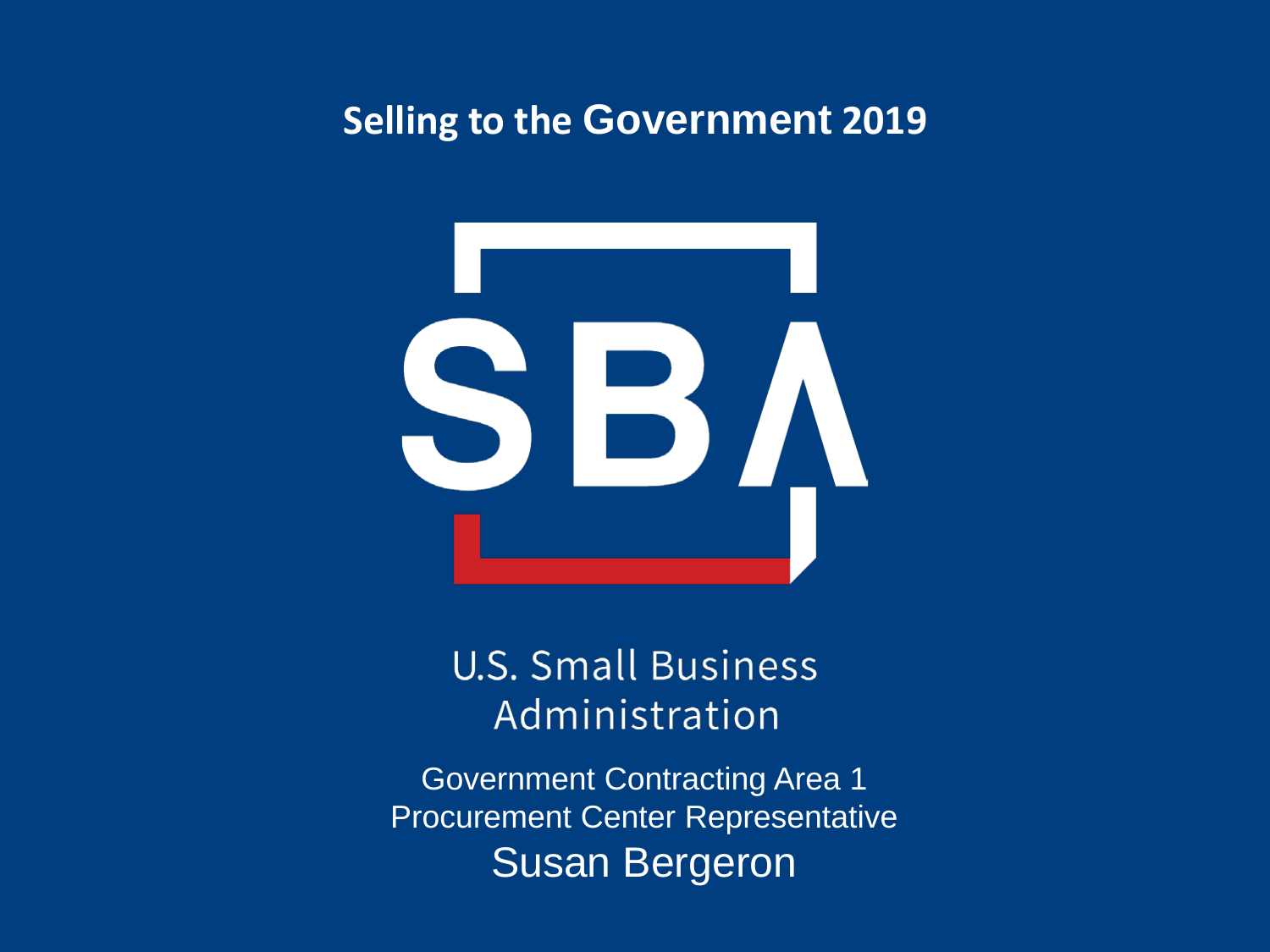# Selling to the Government 2019

SBA

U.S. Small Business Administration

Government Contracting Area 1
Procurement Center Representative
Susan Bergeron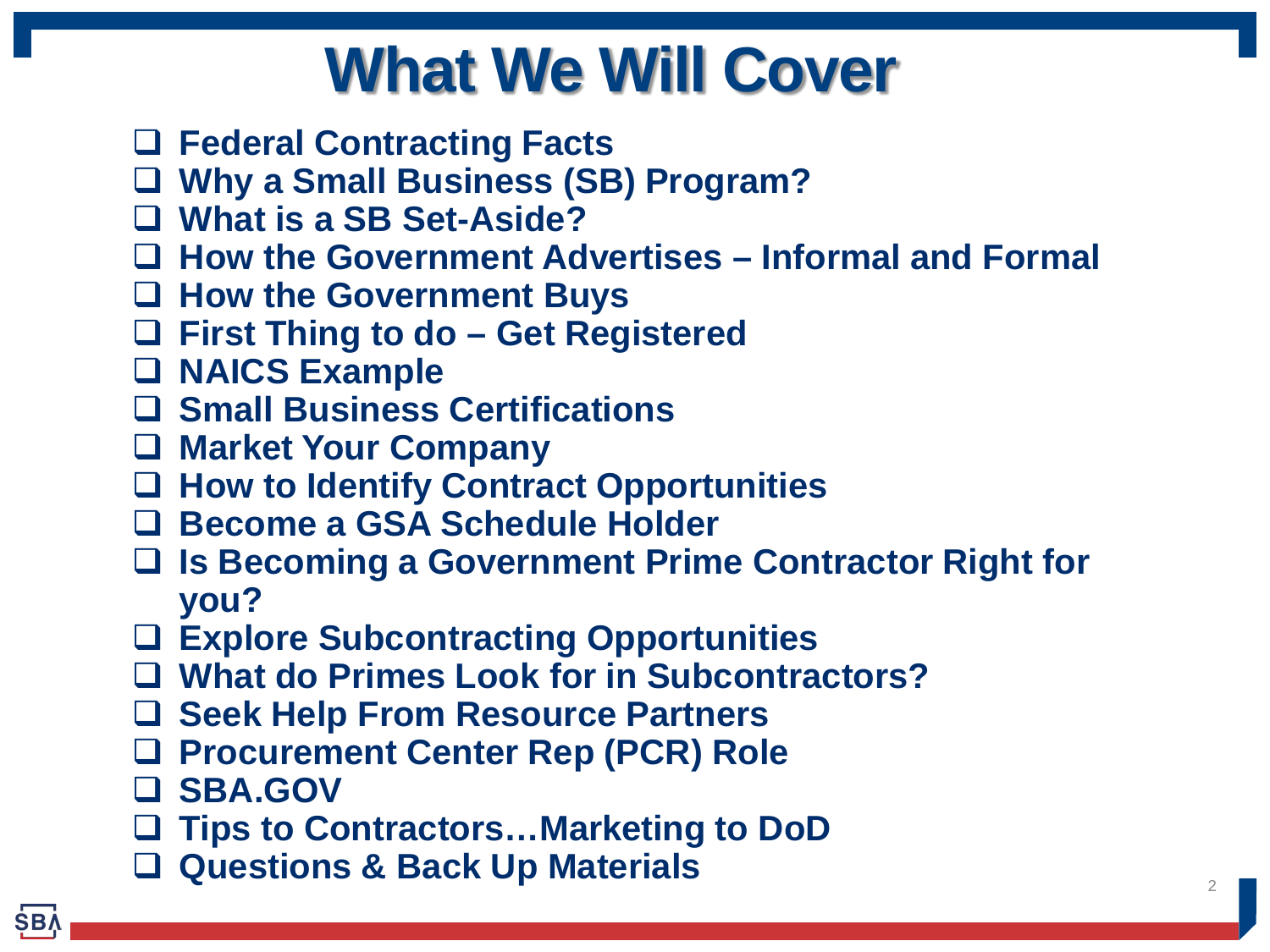# What We Will Cover

- Federal Contracting Facts
- Why a Small Business (SB) Program?
- What is a SB Set-Aside?
- How the Government Advertises – Informal and Formal
- How the Government Buys
- First Thing to do – Get Registered
- NAICS Example
- Small Business Certifications
- Market Your Company
- How to Identify Contract Opportunities
- Become a GSA Schedule Holder
- Is Becoming a Government Prime Contractor Right for you?
- Explore Subcontracting Opportunities
- What do Primes Look for in Subcontractors?
- Seek Help From Resource Partners
- Procurement Center Rep (PCR) Role
- SBA.GOV
- Tips to Contractors…Marketing to DoD
- Questions & Back Up Materials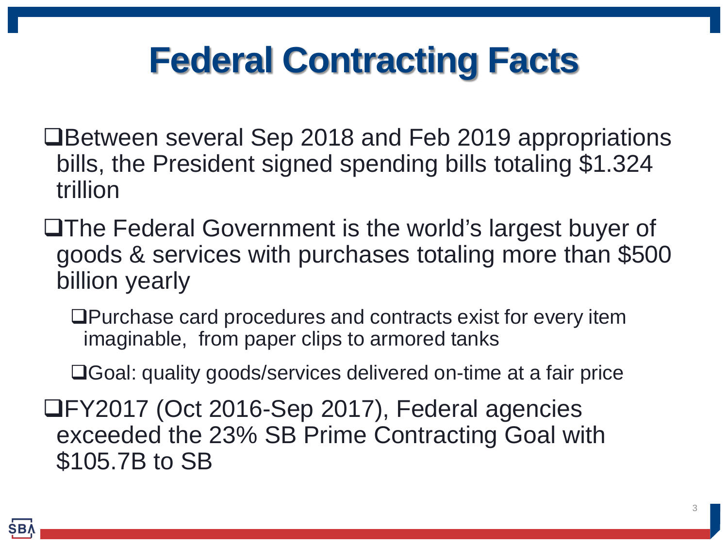# Federal Contracting Facts

- Between several Sep 2018 and Feb 2019 appropriations bills, the President signed spending bills totaling $1.324 trillion
- The Federal Government is the world's largest buyer of goods & services with purchases totaling more than $500 billion yearly
  - Purchase card procedures and contracts exist for every item imaginable, from paper clips to armored tanks
  - Goal: quality goods/services delivered on-time at a fair price
- FY2017 (Oct 2016-Sep 2017), Federal agencies exceeded the 23% SB Prime Contracting Goal with $105.7B to SB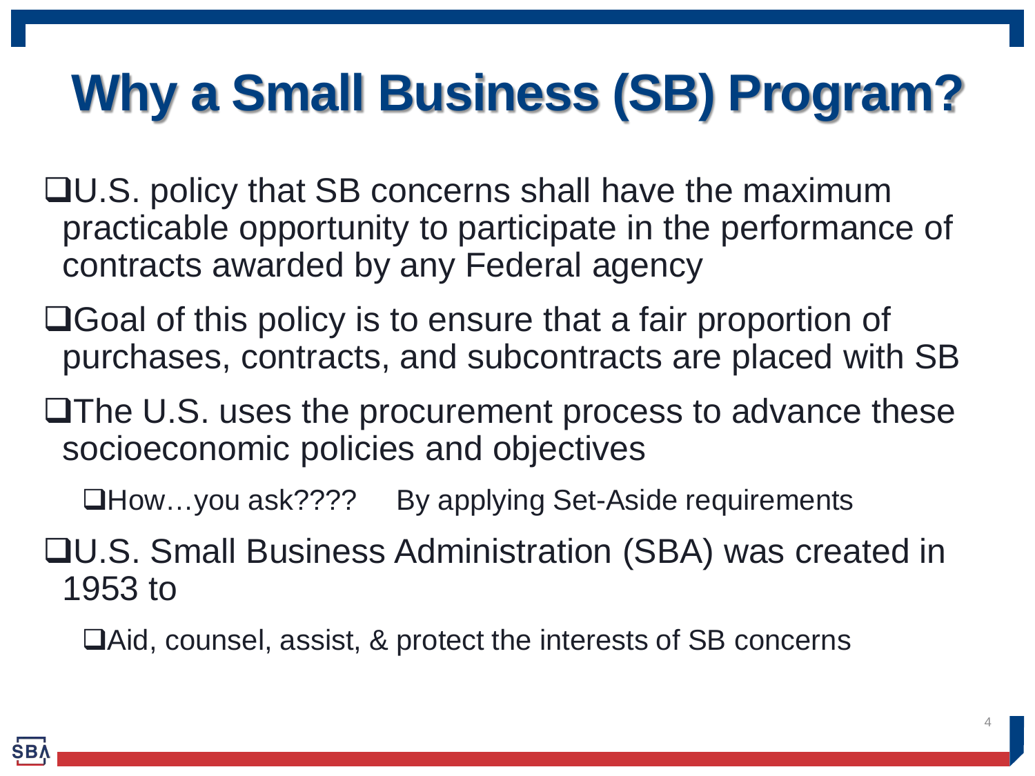# Why a Small Business (SB) Program?

- U.S. policy that SB concerns shall have the maximum practicable opportunity to participate in the performance of contracts awarded by any Federal agency
- Goal of this policy is to ensure that a fair proportion of purchases, contracts, and subcontracts are placed with SB
- The U.S. uses the procurement process to advance these socioeconomic policies and objectives
  - How…you ask????     By applying Set-Aside requirements
- U.S. Small Business Administration (SBA) was created in 1953 to
  - Aid, counsel, assist, & protect the interests of SB concerns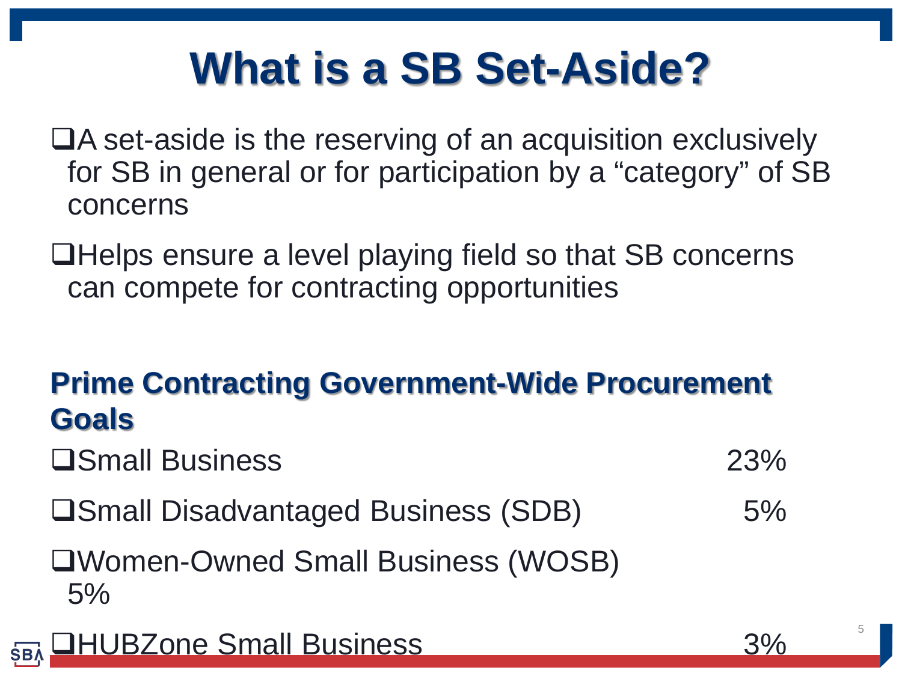# What is a SB Set-Aside?

- A set-aside is the reserving of an acquisition exclusively for SB in general or for participation by a "category" of SB concerns
- Helps ensure a level playing field so that SB concerns can compete for contracting opportunities

## Prime Contracting Government-Wide Procurement Goals

| Category | Goal |
|---|---|
| Small Business | 23% |
| Small Disadvantaged Business (SDB) | 5% |
| Women-Owned Small Business (WOSB) | 5% |
| HUBZone Small Business | 3% |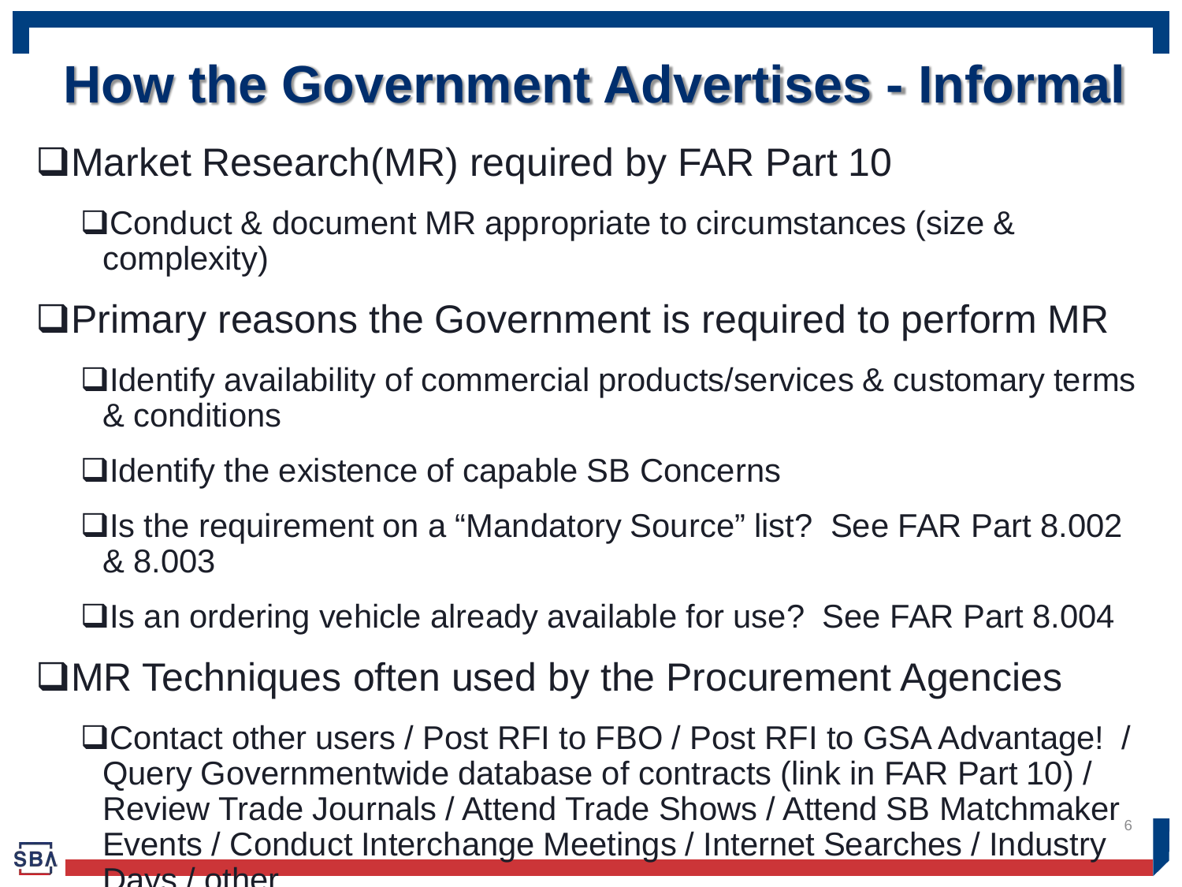# How the Government Advertises - Informal

- Market Research(MR) required by FAR Part 10
  - Conduct & document MR appropriate to circumstances (size & complexity)
- Primary reasons the Government is required to perform MR
  - Identify availability of commercial products/services & customary terms & conditions
  - Identify the existence of capable SB Concerns
  - Is the requirement on a "Mandatory Source" list? See FAR Part 8.002 & 8.003
  - Is an ordering vehicle already available for use? See FAR Part 8.004
- MR Techniques often used by the Procurement Agencies
  - Contact other users / Post RFI to FBO / Post RFI to GSA Advantage! / Query Governmentwide database of contracts (link in FAR Part 10) / Review Trade Journals / Attend Trade Shows / Attend SB Matchmaker Events / Conduct Interchange Meetings / Internet Searches / Industry Days / other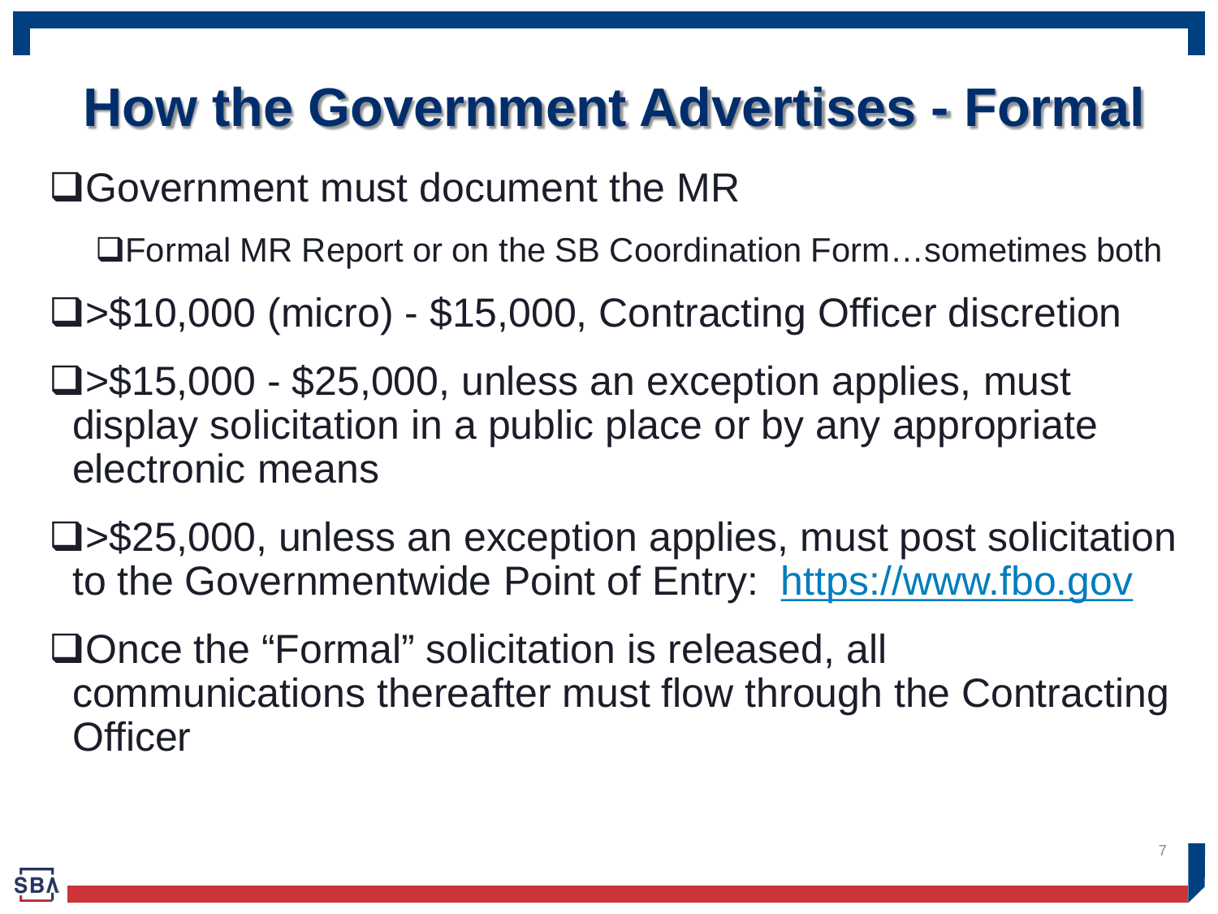# How the Government Advertises - Formal

- Government must document the MR
  - Formal MR Report or on the SB Coordination Form…sometimes both
- >$10,000 (micro) - $15,000, Contracting Officer discretion
- >$15,000 - $25,000, unless an exception applies, must display solicitation in a public place or by any appropriate electronic means
- >$25,000, unless an exception applies, must post solicitation to the Governmentwide Point of Entry: [https://www.fbo.gov](https://www.fbo.gov)
- Once the "Formal" solicitation is released, all communications thereafter must flow through the Contracting Officer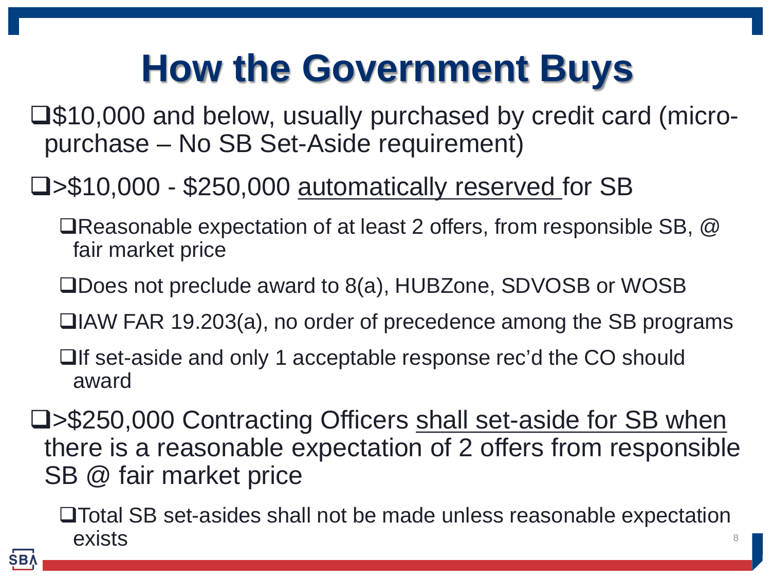# How the Government Buys

- $10,000 and below, usually purchased by credit card (micro-purchase – No SB Set-Aside requirement)
- >$10,000 - $250,000 <u>automatically reserved</u> for SB
  - Reasonable expectation of at least 2 offers, from responsible SB, @ fair market price
  - Does not preclude award to 8(a), HUBZone, SDVOSB or WOSB
  - IAW FAR 19.203(a), no order of precedence among the SB programs
  - If set-aside and only 1 acceptable response rec'd the CO should award
- >$250,000 Contracting Officers <u>shall set-aside for SB when</u> there is a reasonable expectation of 2 offers from responsible SB @ fair market price
  - Total SB set-asides shall not be made unless reasonable expectation exists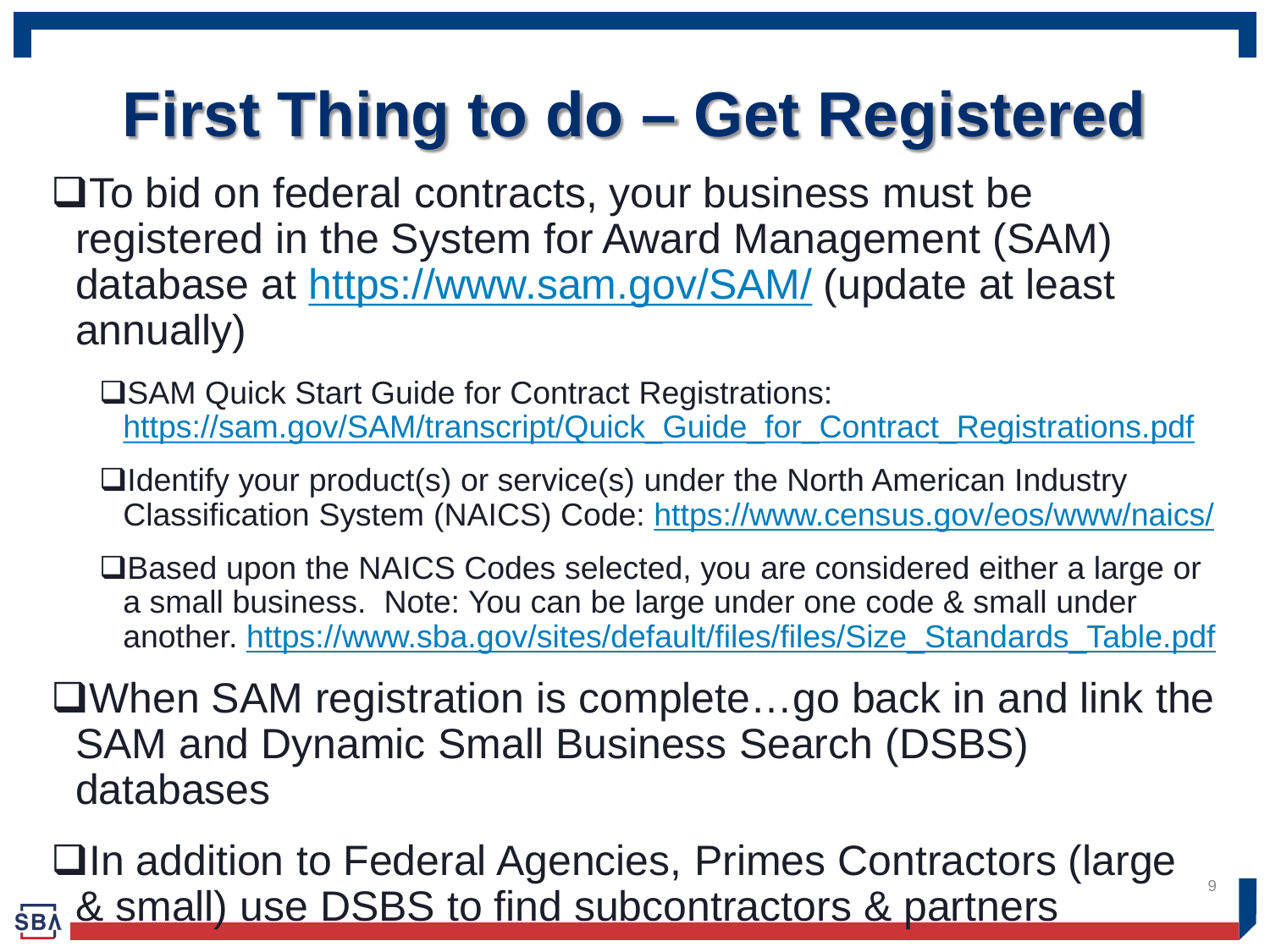# First Thing to do – Get Registered

- To bid on federal contracts, your business must be registered in the System for Award Management (SAM) database at https://www.sam.gov/SAM/ (update at least annually)
  - SAM Quick Start Guide for Contract Registrations: https://sam.gov/SAM/transcript/Quick_Guide_for_Contract_Registrations.pdf
  - Identify your product(s) or service(s) under the North American Industry Classification System (NAICS) Code: https://www.census.gov/eos/www/naics/
  - Based upon the NAICS Codes selected, you are considered either a large or a small business. Note: You can be large under one code & small under another. https://www.sba.gov/sites/default/files/files/Size_Standards_Table.pdf
- When SAM registration is complete…go back in and link the SAM and Dynamic Small Business Search (DSBS) databases
- In addition to Federal Agencies, Primes Contractors (large & small) use DSBS to find subcontractors & partners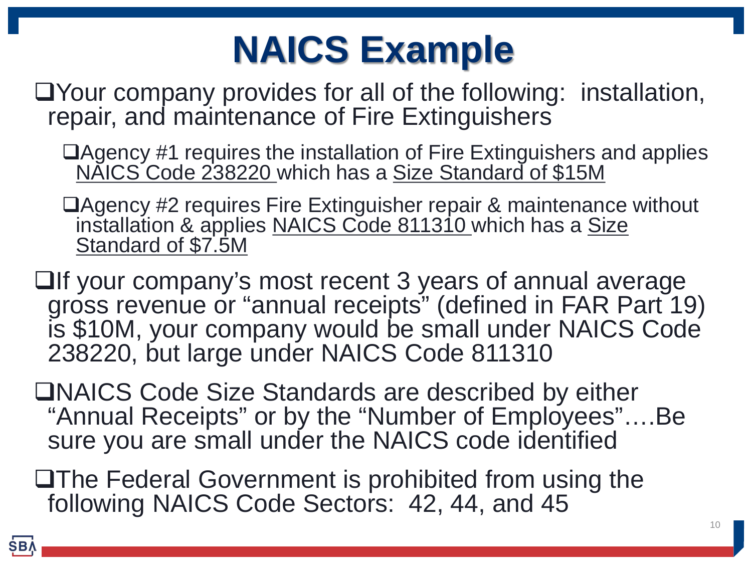# NAICS Example

- Your company provides for all of the following: installation, repair, and maintenance of Fire Extinguishers
  - Agency #1 requires the installation of Fire Extinguishers and applies NAICS Code 238220 which has a Size Standard of $15M
  - Agency #2 requires Fire Extinguisher repair & maintenance without installation & applies NAICS Code 811310 which has a Size Standard of $7.5M
- If your company's most recent 3 years of annual average gross revenue or "annual receipts" (defined in FAR Part 19) is $10M, your company would be small under NAICS Code 238220, but large under NAICS Code 811310
- NAICS Code Size Standards are described by either "Annual Receipts" or by the "Number of Employees"….Be sure you are small under the NAICS code identified
- The Federal Government is prohibited from using the following NAICS Code Sectors: 42, 44, and 45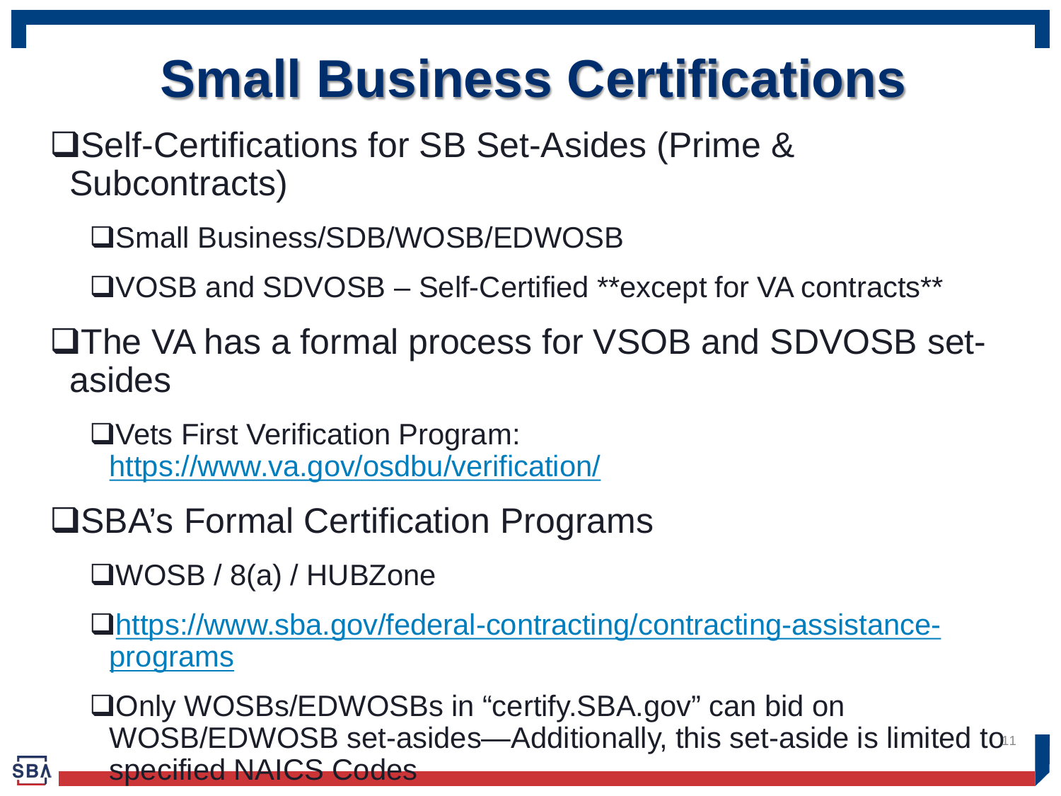# Small Business Certifications

- Self-Certifications for SB Set-Asides (Prime & Subcontracts)
  - Small Business/SDB/WOSB/EDWOSB
  - VOSB and SDVOSB – Self-Certified **except for VA contracts**
- The VA has a formal process for VSOB and SDVOSB set-asides
  - Vets First Verification Program: https://www.va.gov/osdbu/verification/
- SBA's Formal Certification Programs
  - WOSB / 8(a) / HUBZone
  - https://www.sba.gov/federal-contracting/contracting-assistance-programs
  - Only WOSBs/EDWOSBs in "certify.SBA.gov" can bid on WOSB/EDWOSB set-asides—Additionally, this set-aside is limited to specified NAICS Codes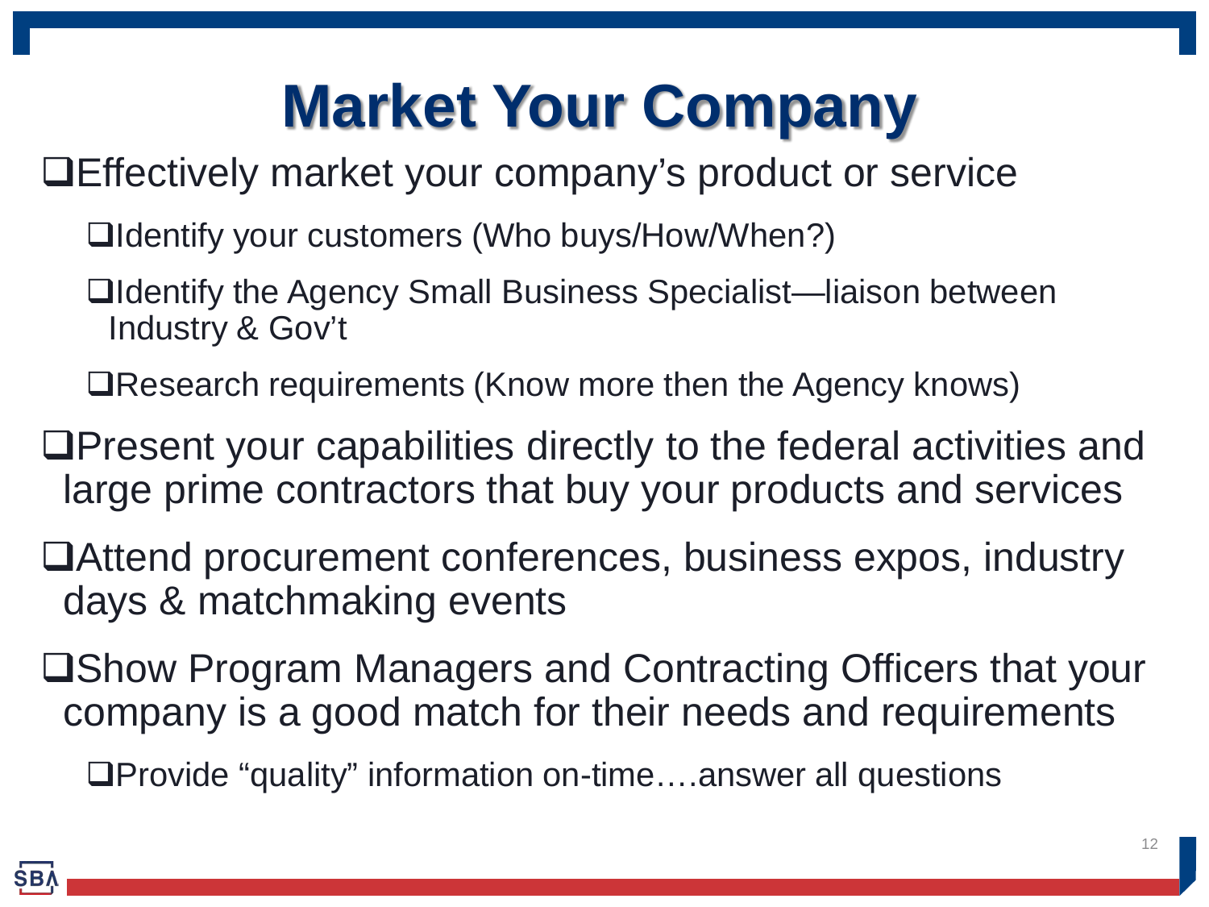# Market Your Company

- Effectively market your company's product or service
  - Identify your customers (Who buys/How/When?)
  - Identify the Agency Small Business Specialist—liaison between Industry & Gov't
  - Research requirements (Know more then the Agency knows)
- Present your capabilities directly to the federal activities and large prime contractors that buy your products and services
- Attend procurement conferences, business expos, industry days & matchmaking events
- Show Program Managers and Contracting Officers that your company is a good match for their needs and requirements
  - Provide "quality" information on-time….answer all questions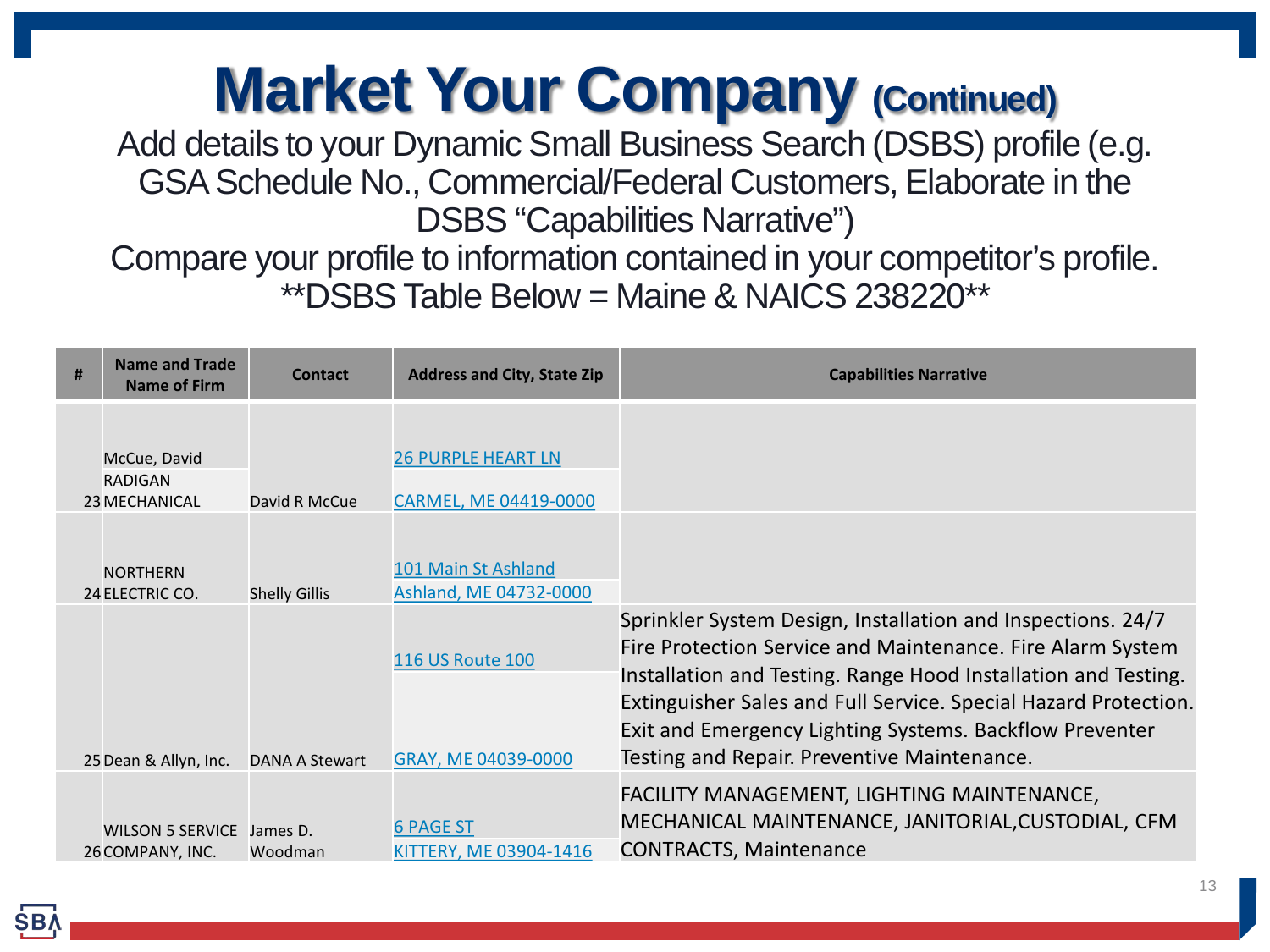# Market Your Company (Continued)

Add details to your Dynamic Small Business Search (DSBS) profile (e.g. GSA Schedule No., Commercial/Federal Customers, Elaborate in the DSBS "Capabilities Narrative")

Compare your profile to information contained in your competitor's profile.

**DSBS Table Below = Maine & NAICS 238220**

| # | Name and Trade Name of Firm | Contact | Address and City, State Zip | Capabilities Narrative |
|---|---|---|---|---|
| 23 | McCue, David RADIGAN MECHANICAL | David R McCue | 26 PURPLE HEART LN CARMEL, ME 04419-0000 | |
| 24 | NORTHERN ELECTRIC CO. | Shelly Gillis | 101 Main St Ashland Ashland, ME 04732-0000 | |
| 25 | Dean & Allyn, Inc. | DANA A Stewart | 116 US Route 100 GRAY, ME 04039-0000 | Sprinkler System Design, Installation and Inspections. 24/7 Fire Protection Service and Maintenance. Fire Alarm System Installation and Testing. Range Hood Installation and Testing. Extinguisher Sales and Full Service. Special Hazard Protection. Exit and Emergency Lighting Systems. Backflow Preventer Testing and Repair. Preventive Maintenance. |
| 26 | WILSON 5 SERVICE COMPANY, INC. | James D. Woodman | 6 PAGE ST KITTERY, ME 03904-1416 | FACILITY MANAGEMENT, LIGHTING MAINTENANCE, MECHANICAL MAINTENANCE, JANITORIAL,CUSTODIAL, CFM CONTRACTS, Maintenance |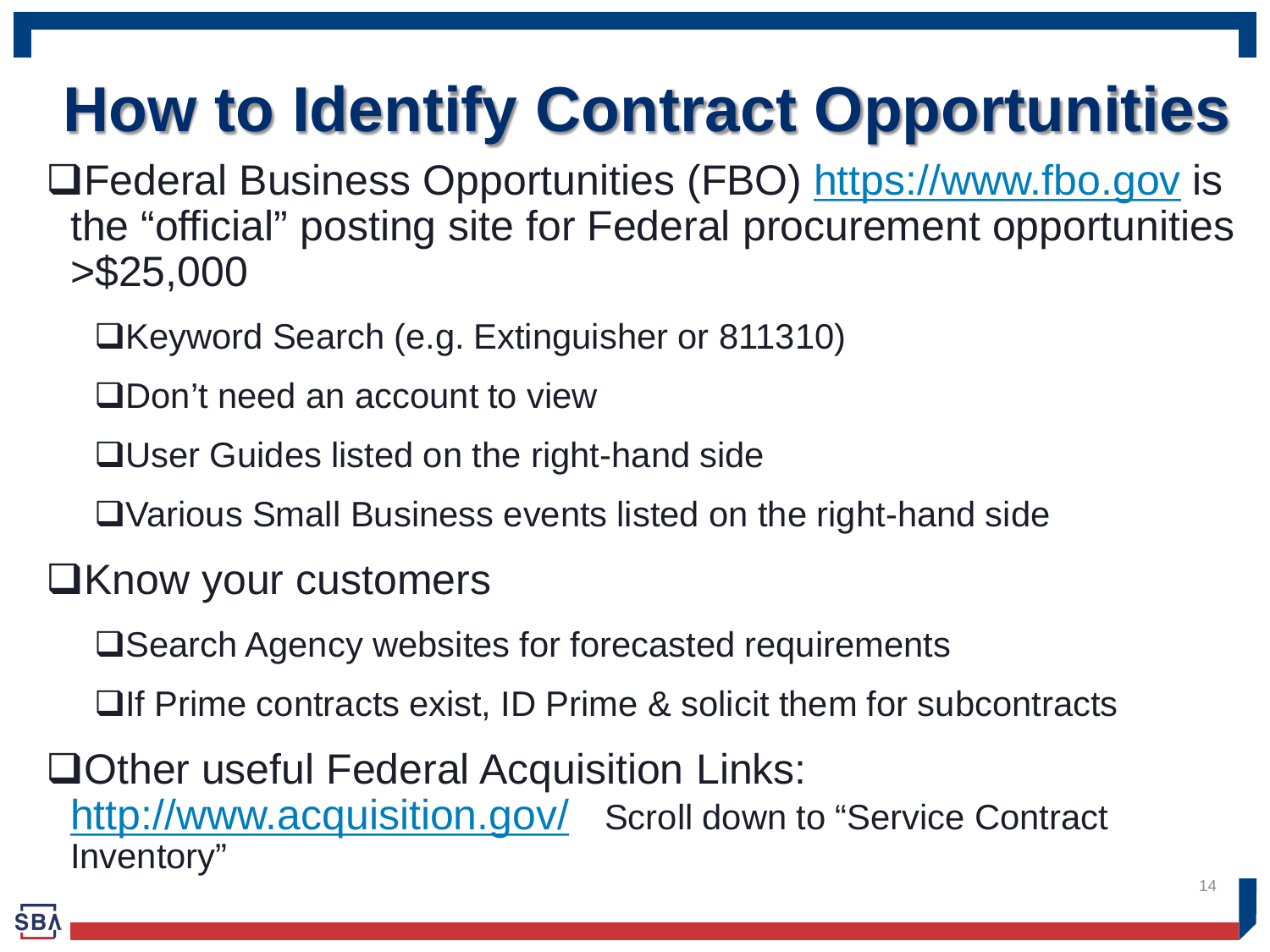# How to Identify Contract Opportunities

- Federal Business Opportunities (FBO) https://www.fbo.gov is the "official" posting site for Federal procurement opportunities >$25,000
  - Keyword Search (e.g. Extinguisher or 811310)
  - Don't need an account to view
  - User Guides listed on the right-hand side
  - Various Small Business events listed on the right-hand side
- Know your customers
  - Search Agency websites for forecasted requirements
  - If Prime contracts exist, ID Prime & solicit them for subcontracts
- Other useful Federal Acquisition Links: http://www.acquisition.gov/ Scroll down to "Service Contract Inventory"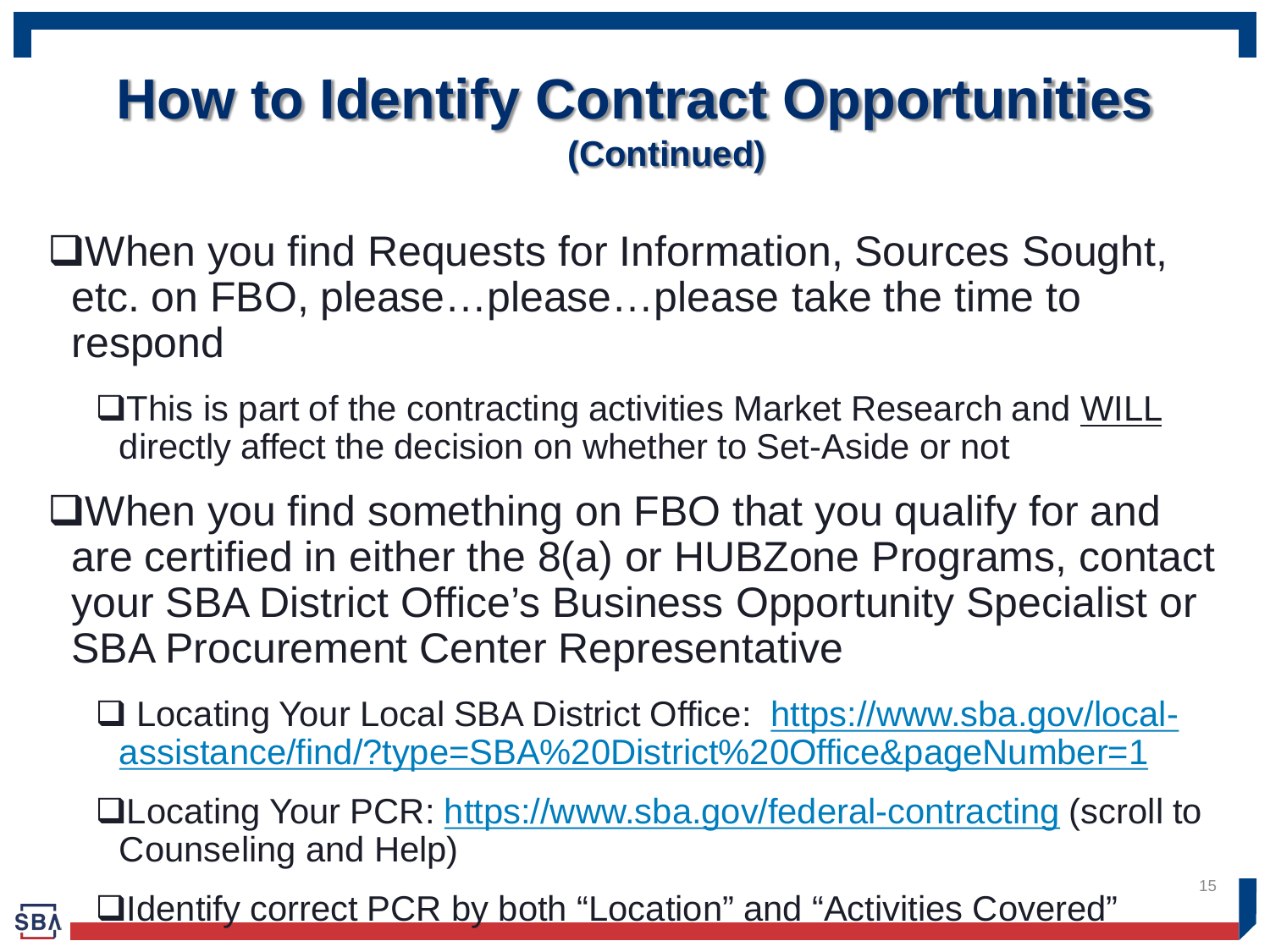# How to Identify Contract Opportunities

**(Continued)**

- When you find Requests for Information, Sources Sought, etc. on FBO, please…please…please take the time to respond
  - This is part of the contracting activities Market Research and WILL directly affect the decision on whether to Set-Aside or not
- When you find something on FBO that you qualify for and are certified in either the 8(a) or HUBZone Programs, contact your SBA District Office's Business Opportunity Specialist or SBA Procurement Center Representative
  - Locating Your Local SBA District Office: https://www.sba.gov/local-assistance/find/?type=SBA%20District%20Office&pageNumber=1
  - Locating Your PCR: https://www.sba.gov/federal-contracting (scroll to Counseling and Help)
  - Identify correct PCR by both "Location" and "Activities Covered"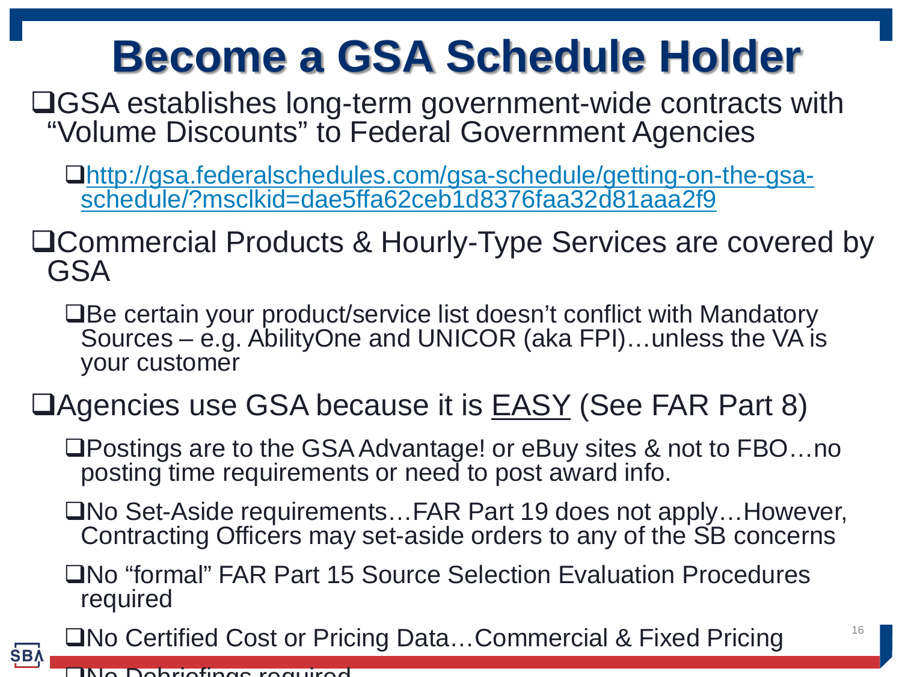# Become a GSA Schedule Holder

- GSA establishes long-term government-wide contracts with "Volume Discounts" to Federal Government Agencies
  - [http://gsa.federalschedules.com/gsa-schedule/getting-on-the-gsa-schedule/?msclkid=dae5ffa62ceb1d8376faa32d81aaa2f9](http://gsa.federalschedules.com/gsa-schedule/getting-on-the-gsa-schedule/?msclkid=dae5ffa62ceb1d8376faa32d81aaa2f9)
- Commercial Products & Hourly-Type Services are covered by GSA
  - Be certain your product/service list doesn't conflict with Mandatory Sources – e.g. AbilityOne and UNICOR (aka FPI)…unless the VA is your customer
- Agencies use GSA because it is EASY (See FAR Part 8)
  - Postings are to the GSA Advantage! or eBuy sites & not to FBO…no posting time requirements or need to post award info.
  - No Set-Aside requirements…FAR Part 19 does not apply…However, Contracting Officers may set-aside orders to any of the SB concerns
  - No "formal" FAR Part 15 Source Selection Evaluation Procedures required
  - No Certified Cost or Pricing Data…Commercial & Fixed Pricing
  - No Debriefings required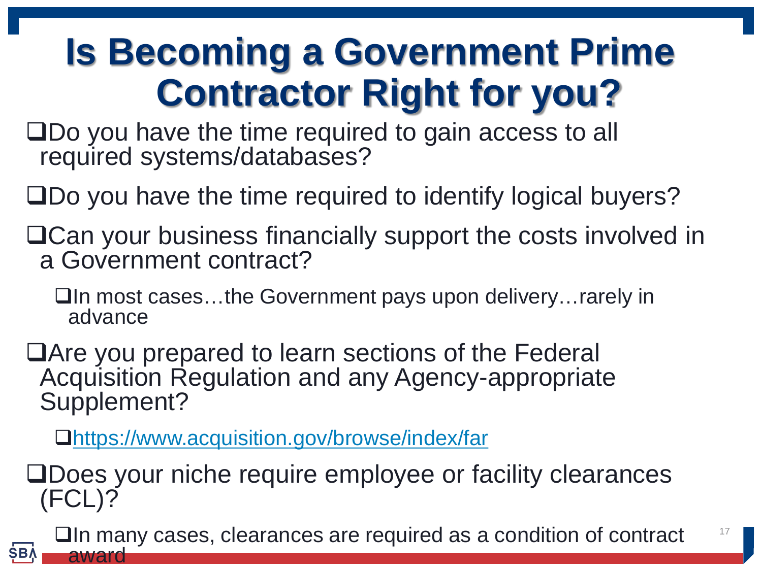# Is Becoming a Government Prime Contractor Right for you?

- Do you have the time required to gain access to all required systems/databases?
- Do you have the time required to identify logical buyers?
- Can your business financially support the costs involved in a Government contract?
  - In most cases…the Government pays upon delivery…rarely in advance
- Are you prepared to learn sections of the Federal Acquisition Regulation and any Agency-appropriate Supplement?
  - [https://www.acquisition.gov/browse/index/far](https://www.acquisition.gov/browse/index/far)
- Does your niche require employee or facility clearances (FCL)?
  - In many cases, clearances are required as a condition of contract award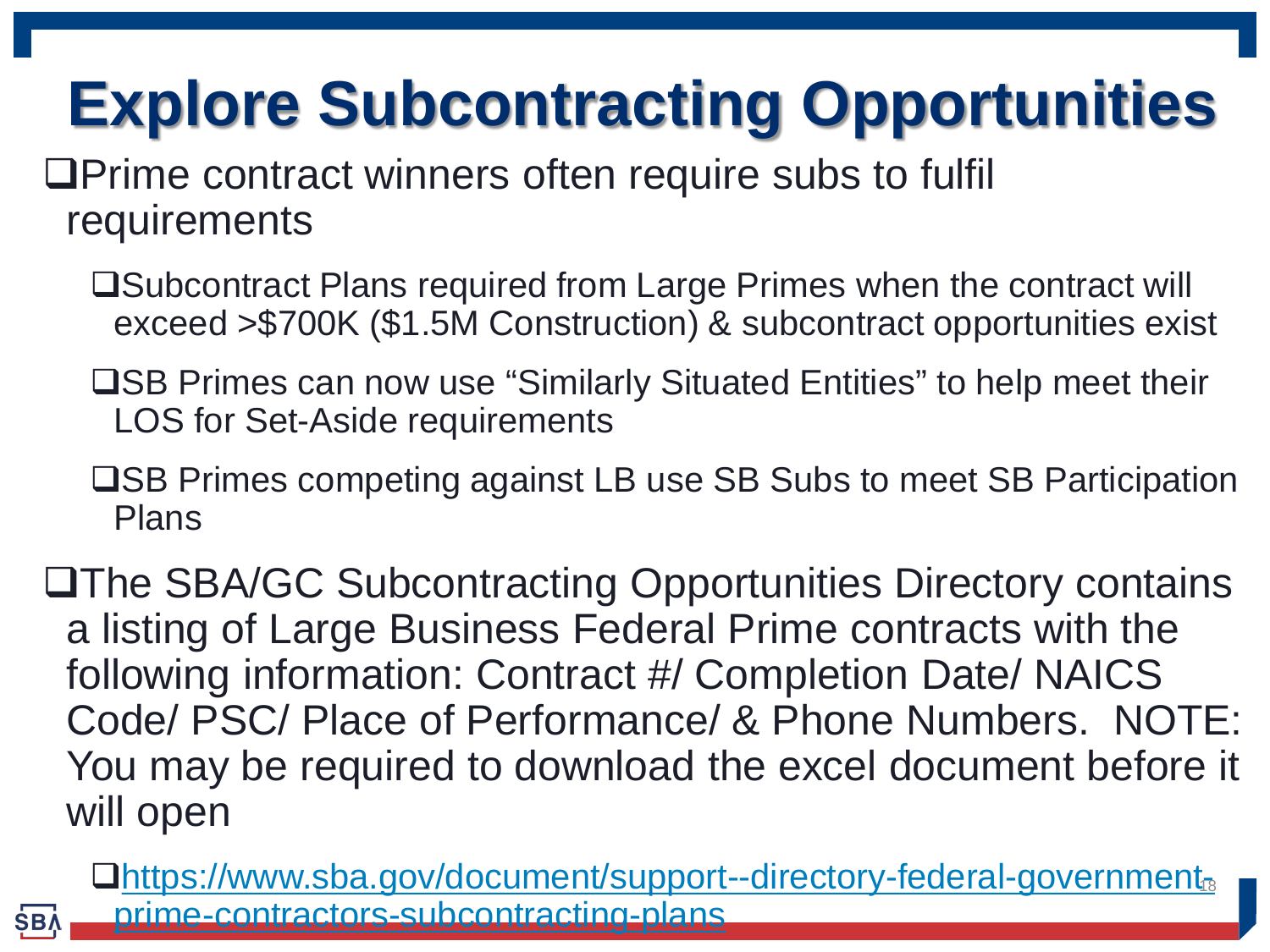# Explore Subcontracting Opportunities

- Prime contract winners often require subs to fulfil requirements
  - Subcontract Plans required from Large Primes when the contract will exceed >$700K ($1.5M Construction) & subcontract opportunities exist
  - SB Primes can now use "Similarly Situated Entities" to help meet their LOS for Set-Aside requirements
  - SB Primes competing against LB use SB Subs to meet SB Participation Plans
- The SBA/GC Subcontracting Opportunities Directory contains a listing of Large Business Federal Prime contracts with the following information: Contract #/ Completion Date/ NAICS Code/ PSC/ Place of Performance/ & Phone Numbers. NOTE: You may be required to download the excel document before it will open
  - https://www.sba.gov/document/support--directory-federal-government-prime-contractors-subcontracting-plans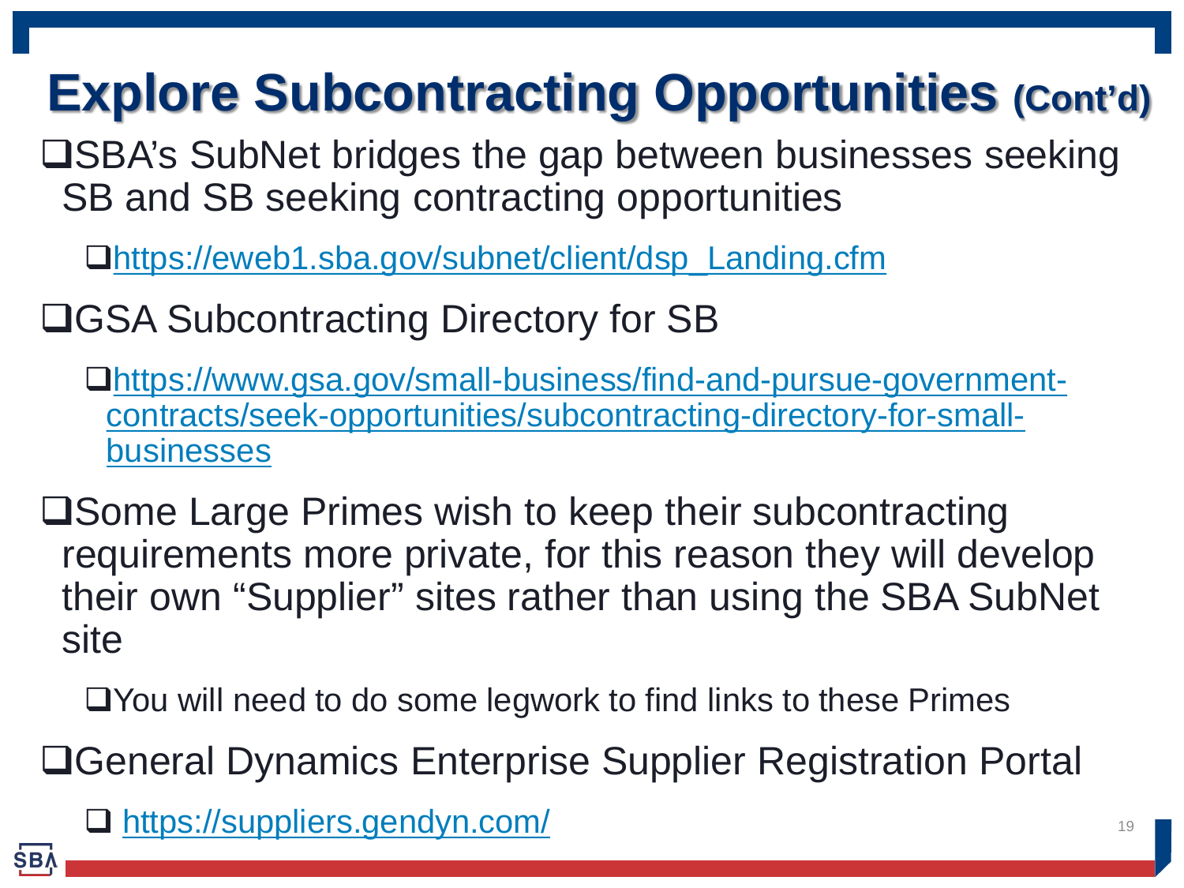# Explore Subcontracting Opportunities (Cont'd)

- SBA's SubNet bridges the gap between businesses seeking SB and SB seeking contracting opportunities
  - https://eweb1.sba.gov/subnet/client/dsp_Landing.cfm
- GSA Subcontracting Directory for SB
  - https://www.gsa.gov/small-business/find-and-pursue-government-contracts/seek-opportunities/subcontracting-directory-for-small-businesses
- Some Large Primes wish to keep their subcontracting requirements more private, for this reason they will develop their own "Supplier" sites rather than using the SBA SubNet site
  - You will need to do some legwork to find links to these Primes
- General Dynamics Enterprise Supplier Registration Portal
  - https://suppliers.gendyn.com/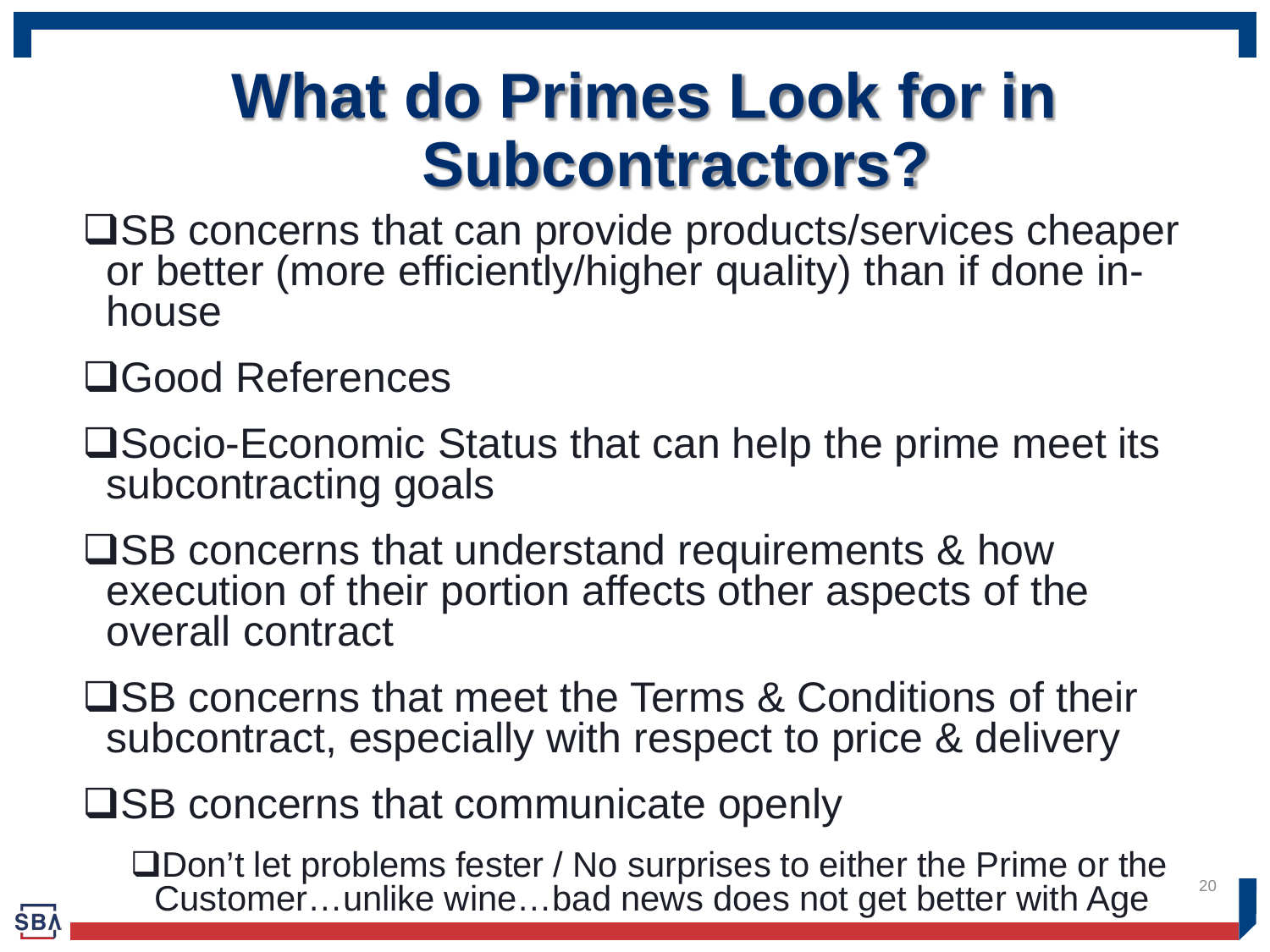# What do Primes Look for in Subcontractors?

- SB concerns that can provide products/services cheaper or better (more efficiently/higher quality) than if done in-house
- Good References
- Socio-Economic Status that can help the prime meet its subcontracting goals
- SB concerns that understand requirements & how execution of their portion affects other aspects of the overall contract
- SB concerns that meet the Terms & Conditions of their subcontract, especially with respect to price & delivery
- SB concerns that communicate openly
  - Don't let problems fester / No surprises to either the Prime or the Customer…unlike wine…bad news does not get better with Age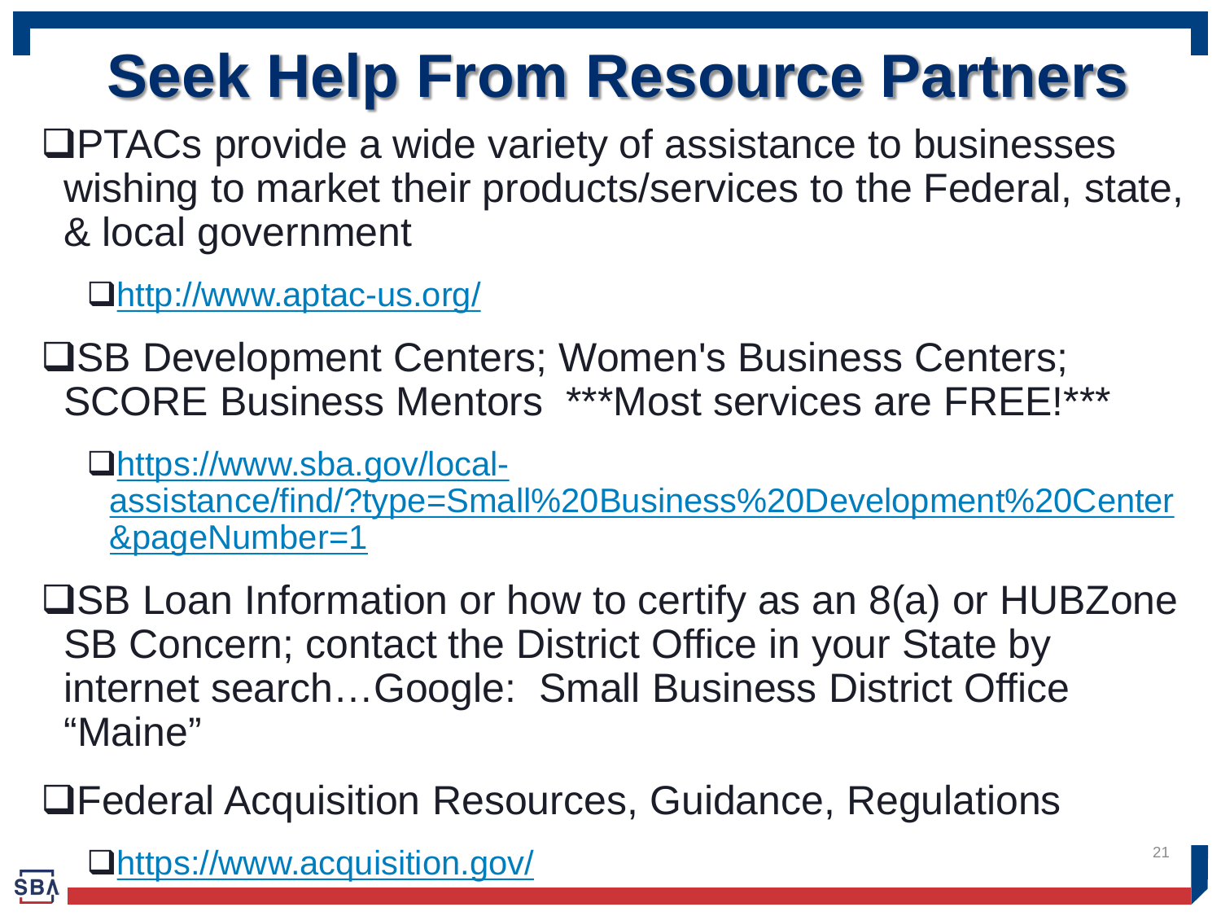# Seek Help From Resource Partners

- PTACs provide a wide variety of assistance to businesses wishing to market their products/services to the Federal, state, & local government
  - http://www.aptac-us.org/
- SB Development Centers; Women's Business Centers; SCORE Business Mentors ***Most services are FREE!***
  - https://www.sba.gov/local-assistance/find/?type=Small%20Business%20Development%20Center&pageNumber=1
- SB Loan Information or how to certify as an 8(a) or HUBZone SB Concern; contact the District Office in your State by internet search…Google: Small Business District Office “Maine”
- Federal Acquisition Resources, Guidance, Regulations
  - https://www.acquisition.gov/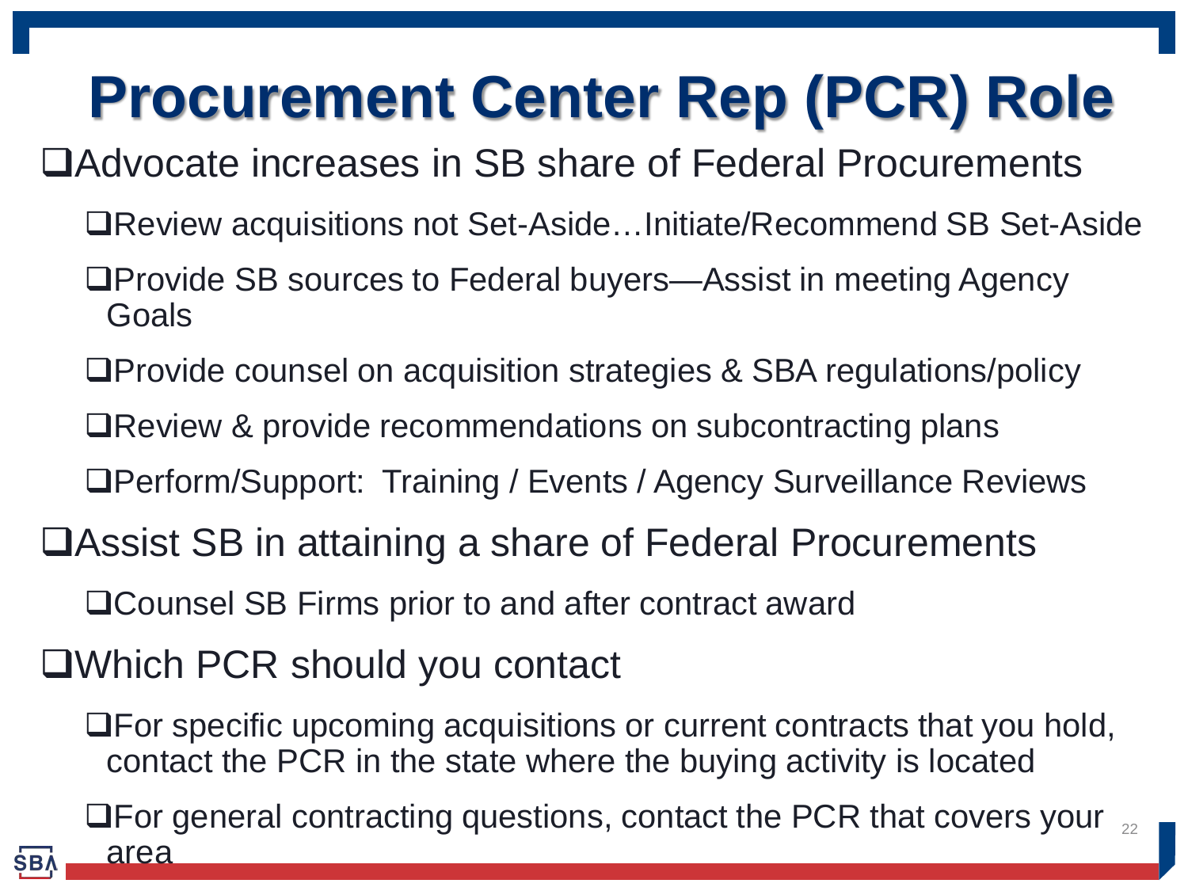# Procurement Center Rep (PCR) Role

- Advocate increases in SB share of Federal Procurements
  - Review acquisitions not Set-Aside…Initiate/Recommend SB Set-Aside
  - Provide SB sources to Federal buyers—Assist in meeting Agency Goals
  - Provide counsel on acquisition strategies & SBA regulations/policy
  - Review & provide recommendations on subcontracting plans
  - Perform/Support: Training / Events / Agency Surveillance Reviews
- Assist SB in attaining a share of Federal Procurements
  - Counsel SB Firms prior to and after contract award
- Which PCR should you contact
  - For specific upcoming acquisitions or current contracts that you hold, contact the PCR in the state where the buying activity is located
  - For general contracting questions, contact the PCR that covers your area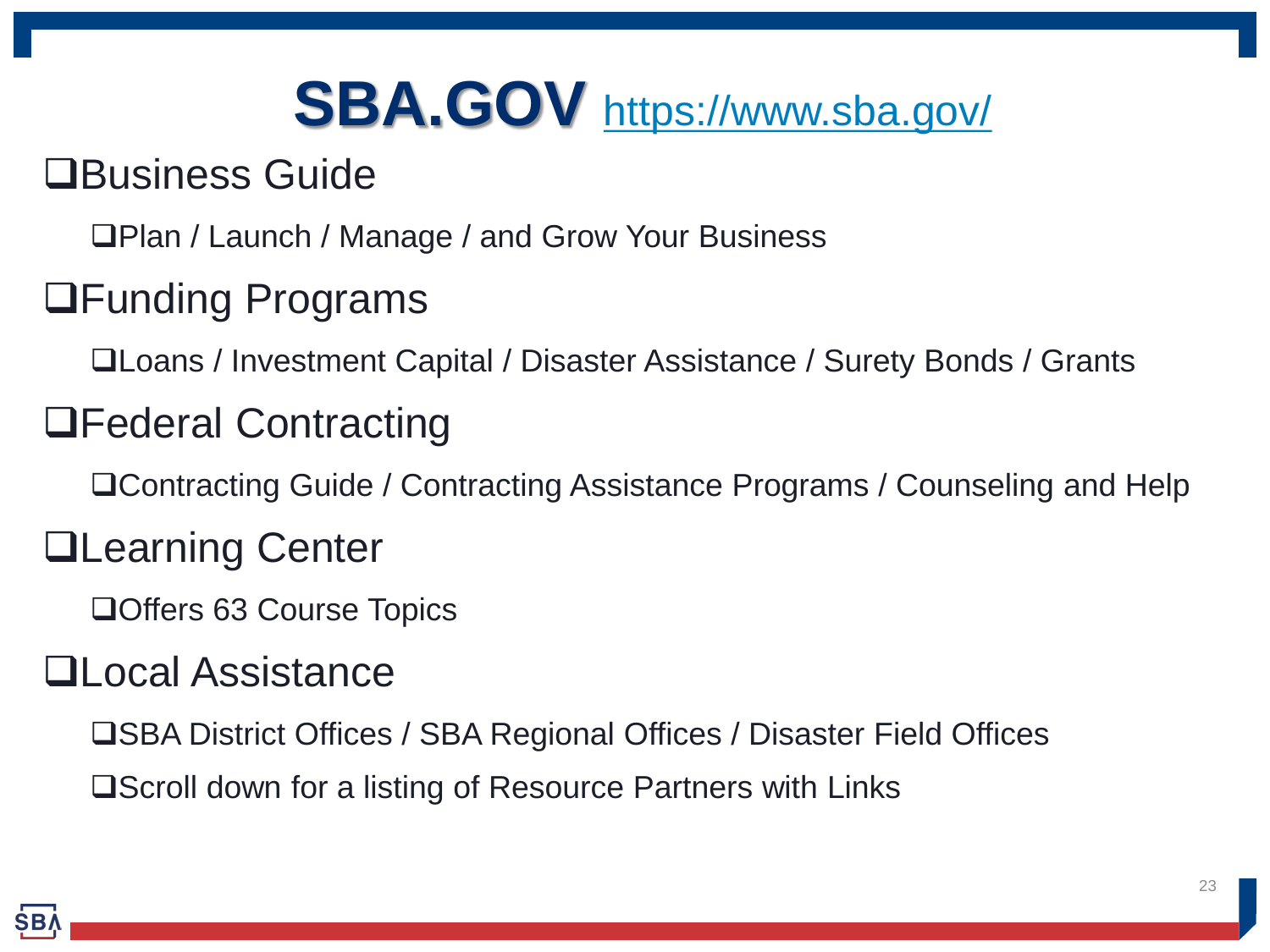# SBA.GOV https://www.sba.gov/

- Business Guide
  - Plan / Launch / Manage / and Grow Your Business
- Funding Programs
  - Loans / Investment Capital / Disaster Assistance / Surety Bonds / Grants
- Federal Contracting
  - Contracting Guide / Contracting Assistance Programs / Counseling and Help
- Learning Center
  - Offers 63 Course Topics
- Local Assistance
  - SBA District Offices / SBA Regional Offices / Disaster Field Offices
  - Scroll down for a listing of Resource Partners with Links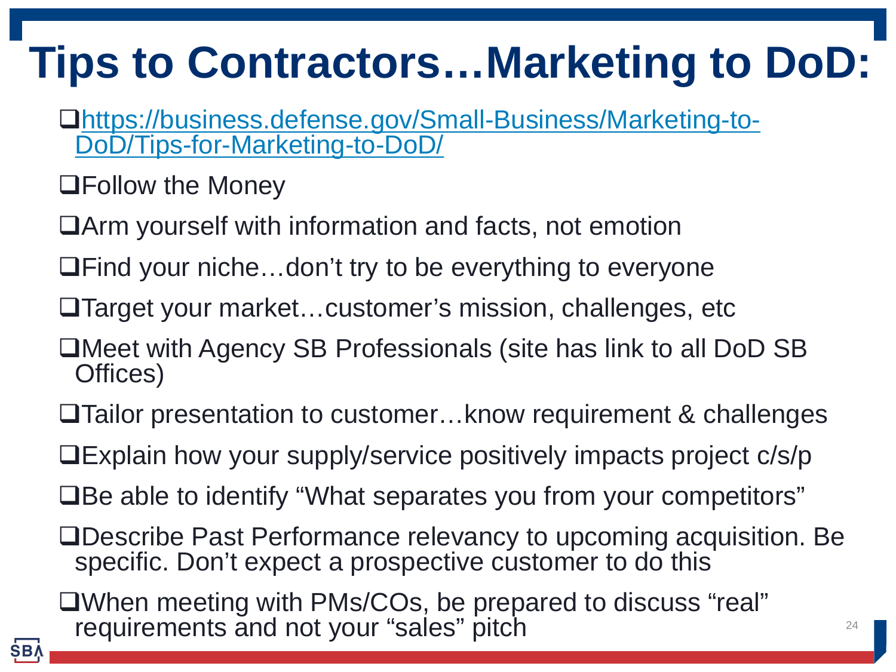# Tips to Contractors…Marketing to DoD:

- [https://business.defense.gov/Small-Business/Marketing-to-DoD/Tips-for-Marketing-to-DoD/](https://business.defense.gov/Small-Business/Marketing-to-DoD/Tips-for-Marketing-to-DoD/)
- Follow the Money
- Arm yourself with information and facts, not emotion
- Find your niche…don't try to be everything to everyone
- Target your market…customer's mission, challenges, etc
- Meet with Agency SB Professionals (site has link to all DoD SB Offices)
- Tailor presentation to customer…know requirement & challenges
- Explain how your supply/service positively impacts project c/s/p
- Be able to identify "What separates you from your competitors"
- Describe Past Performance relevancy to upcoming acquisition. Be specific. Don't expect a prospective customer to do this
- When meeting with PMs/COs, be prepared to discuss "real" requirements and not your "sales" pitch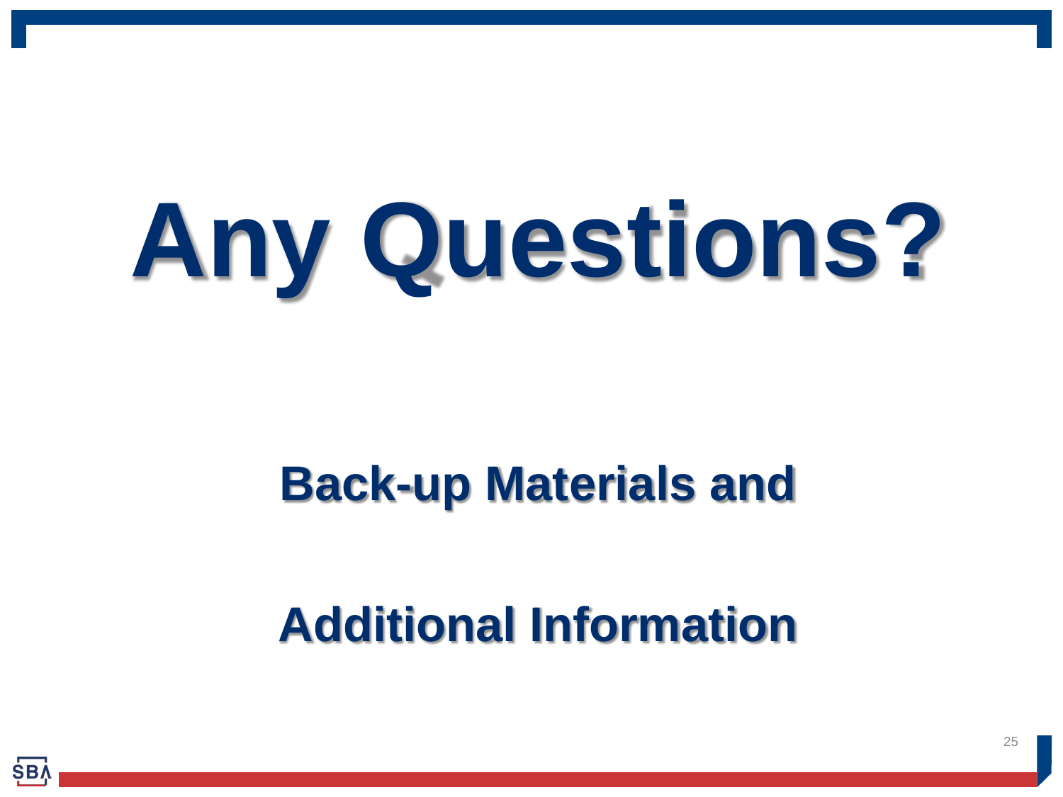# Any Questions?

## Back-up Materials and

## Additional Information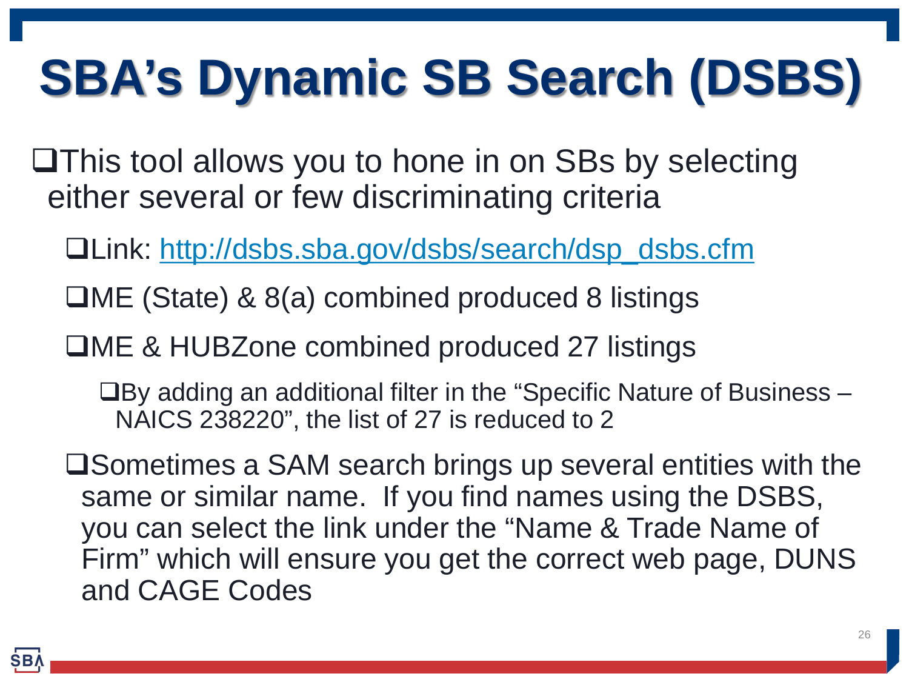# SBA's Dynamic SB Search (DSBS)

- This tool allows you to hone in on SBs by selecting either several or few discriminating criteria
  - Link: [http://dsbs.sba.gov/dsbs/search/dsp_dsbs.cfm](http://dsbs.sba.gov/dsbs/search/dsp_dsbs.cfm)
  - ME (State) & 8(a) combined produced 8 listings
  - ME & HUBZone combined produced 27 listings
    - By adding an additional filter in the "Specific Nature of Business – NAICS 238220", the list of 27 is reduced to 2
  - Sometimes a SAM search brings up several entities with the same or similar name. If you find names using the DSBS, you can select the link under the "Name & Trade Name of Firm" which will ensure you get the correct web page, DUNS and CAGE Codes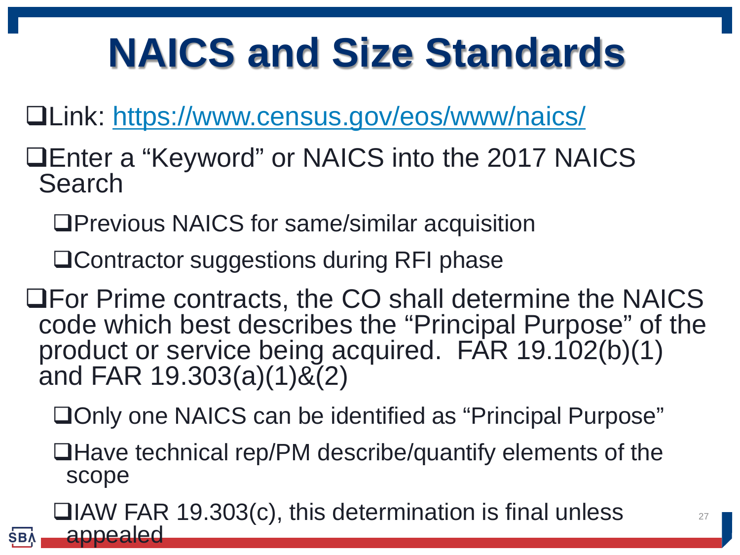# NAICS and Size Standards

- Link: https://www.census.gov/eos/www/naics/
- Enter a "Keyword" or NAICS into the 2017 NAICS Search
  - Previous NAICS for same/similar acquisition
  - Contractor suggestions during RFI phase
- For Prime contracts, the CO shall determine the NAICS code which best describes the "Principal Purpose" of the product or service being acquired. FAR 19.102(b)(1) and FAR 19.303(a)(1)&(2)
  - Only one NAICS can be identified as "Principal Purpose"
  - Have technical rep/PM describe/quantify elements of the scope
  - IAW FAR 19.303(c), this determination is final unless appealed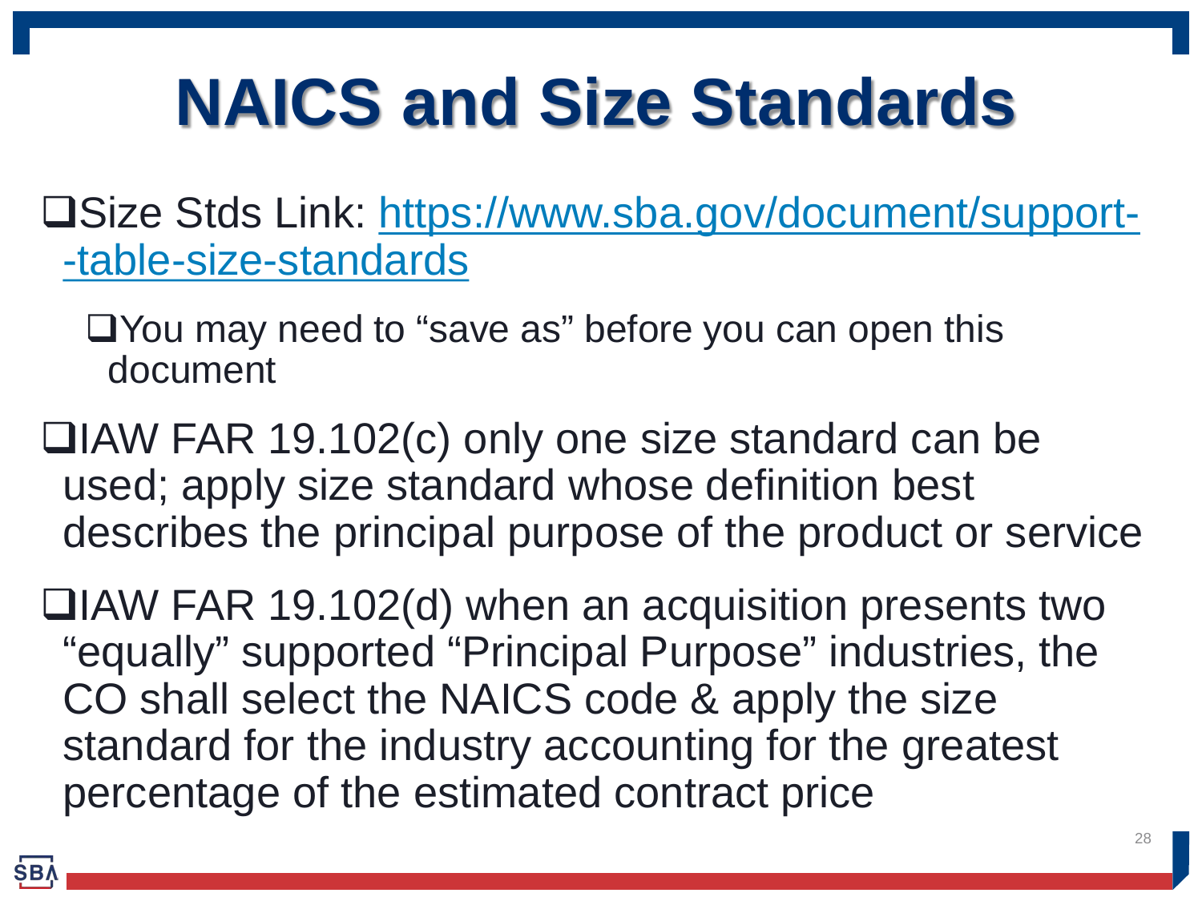# NAICS and Size Standards

- Size Stds Link: [https://www.sba.gov/document/support--table-size-standards](https://www.sba.gov/document/support--table-size-standards)
  - You may need to "save as" before you can open this document
- IAW FAR 19.102(c) only one size standard can be used; apply size standard whose definition best describes the principal purpose of the product or service
- IAW FAR 19.102(d) when an acquisition presents two "equally" supported "Principal Purpose" industries, the CO shall select the NAICS code & apply the size standard for the industry accounting for the greatest percentage of the estimated contract price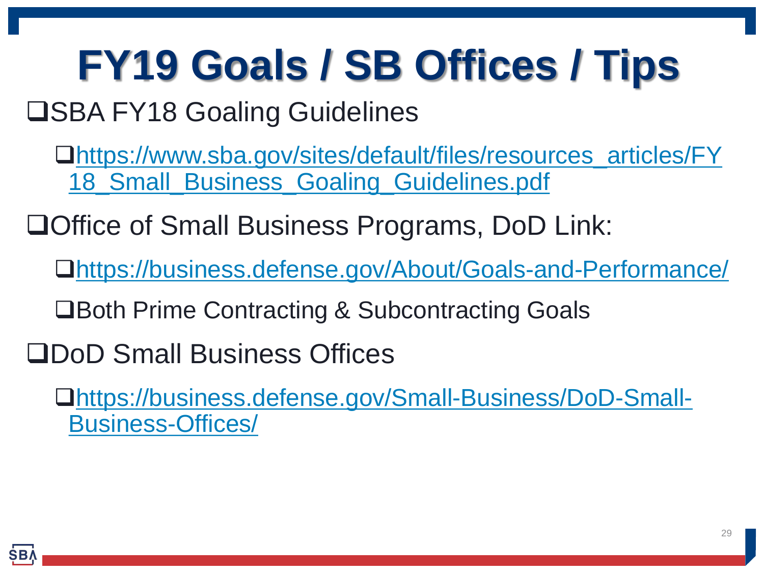# FY19 Goals / SB Offices / Tips

- SBA FY18 Goaling Guidelines
  - https://www.sba.gov/sites/default/files/resources_articles/FY18_Small_Business_Goaling_Guidelines.pdf
- Office of Small Business Programs, DoD Link:
  - https://business.defense.gov/About/Goals-and-Performance/
  - Both Prime Contracting & Subcontracting Goals
- DoD Small Business Offices
  - https://business.defense.gov/Small-Business/DoD-Small-Business-Offices/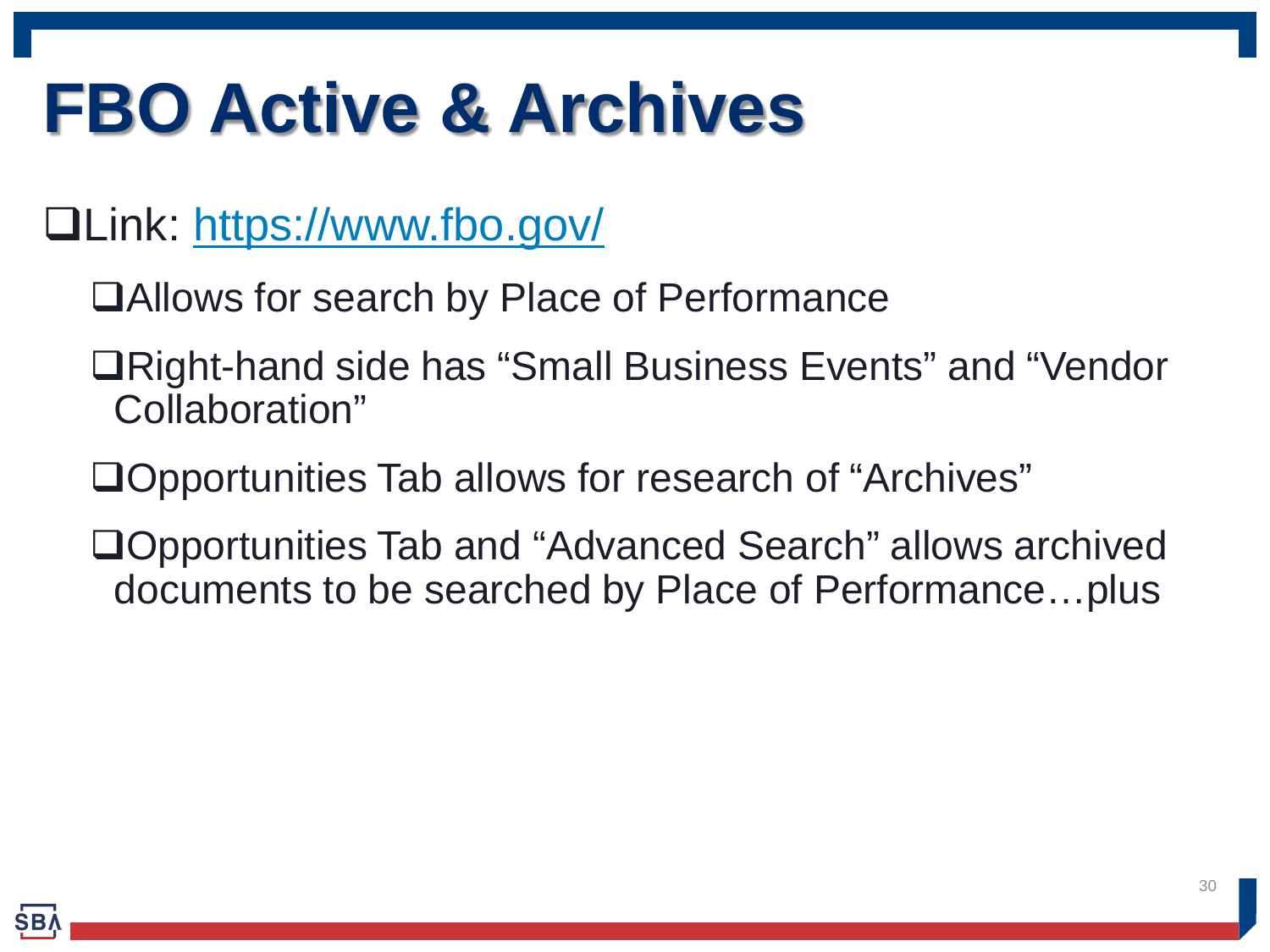# FBO Active & Archives

- Link: [https://www.fbo.gov/](https://www.fbo.gov/)
  - Allows for search by Place of Performance
  - Right-hand side has “Small Business Events” and “Vendor Collaboration”
  - Opportunities Tab allows for research of “Archives”
  - Opportunities Tab and “Advanced Search” allows archived documents to be searched by Place of Performance…plus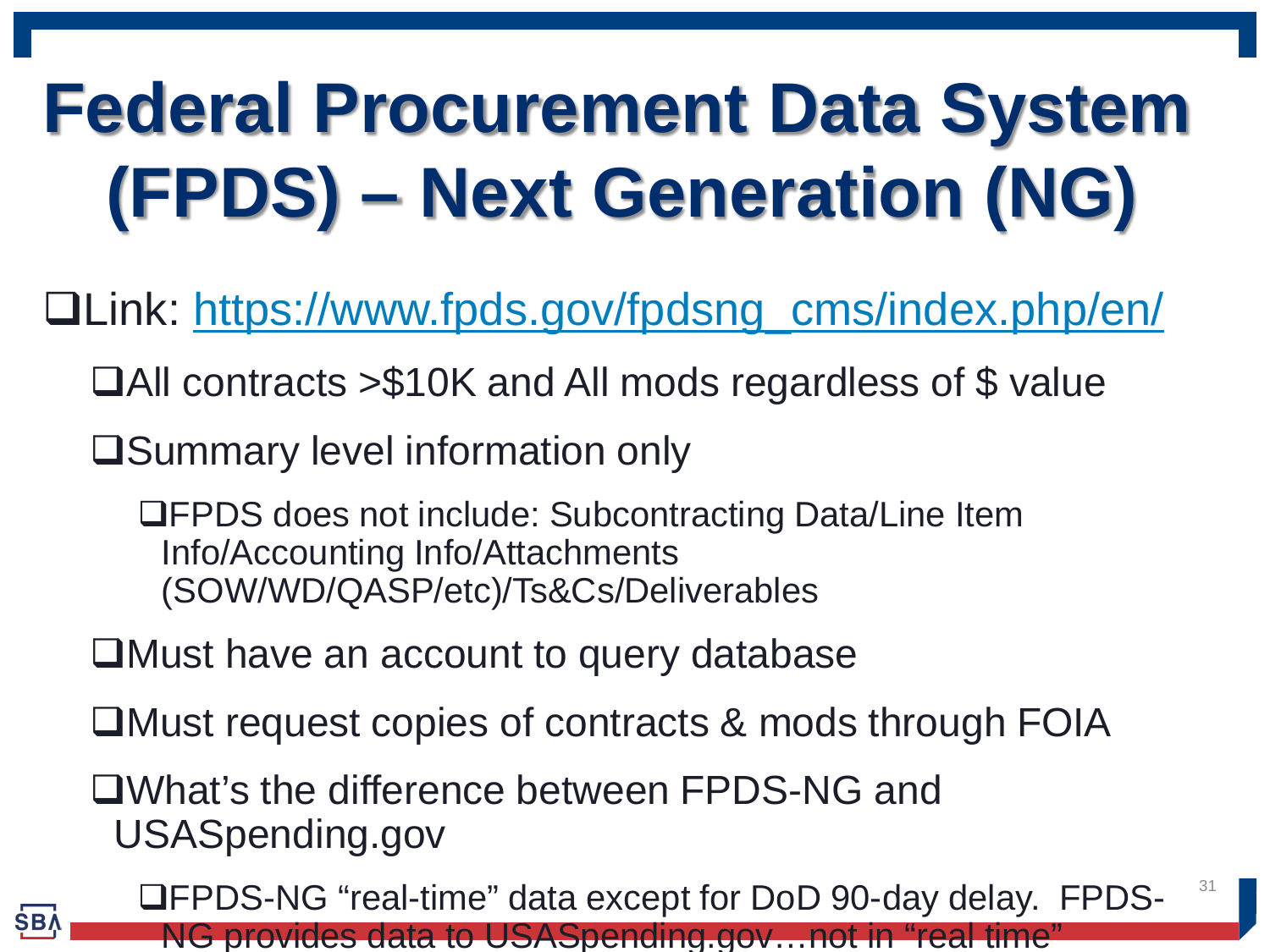# Federal Procurement Data System (FPDS) – Next Generation (NG)

- Link: https://www.fpds.gov/fpdsng_cms/index.php/en/
  - All contracts >$10K and All mods regardless of $ value
  - Summary level information only
    - FPDS does not include: Subcontracting Data/Line Item Info/Accounting Info/Attachments (SOW/WD/QASP/etc)/Ts&Cs/Deliverables
  - Must have an account to query database
  - Must request copies of contracts & mods through FOIA
  - What's the difference between FPDS-NG and USASpending.gov
    - FPDS-NG "real-time" data except for DoD 90-day delay. FPDS-NG provides data to USASpending.gov…not in "real time"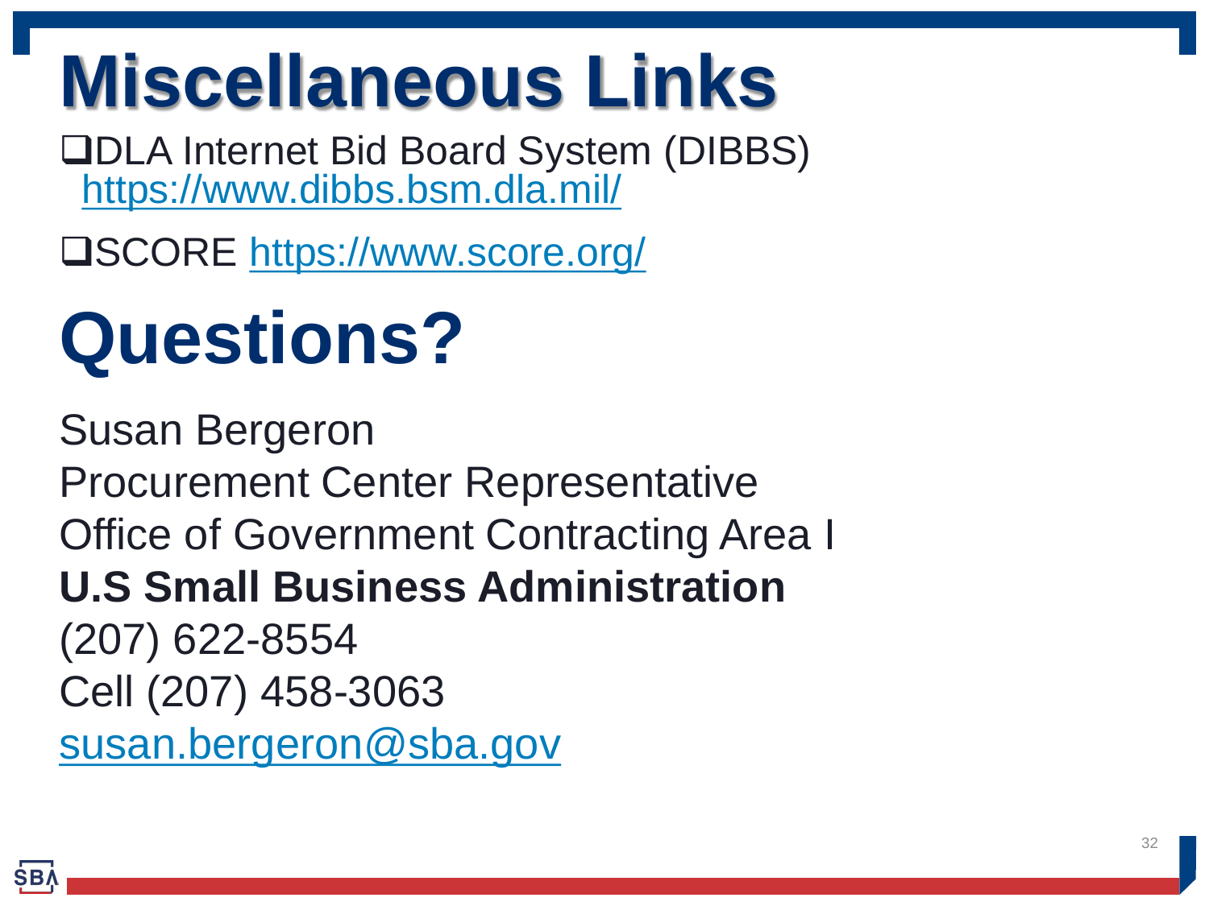# Miscellaneous Links

- DLA Internet Bid Board System (DIBBS) https://www.dibbs.bsm.dla.mil/
- SCORE https://www.score.org/

# Questions?

Susan Bergeron
Procurement Center Representative
Office of Government Contracting Area I
**U.S Small Business Administration**
(207) 622-8554
Cell (207) 458-3063
susan.bergeron@sba.gov